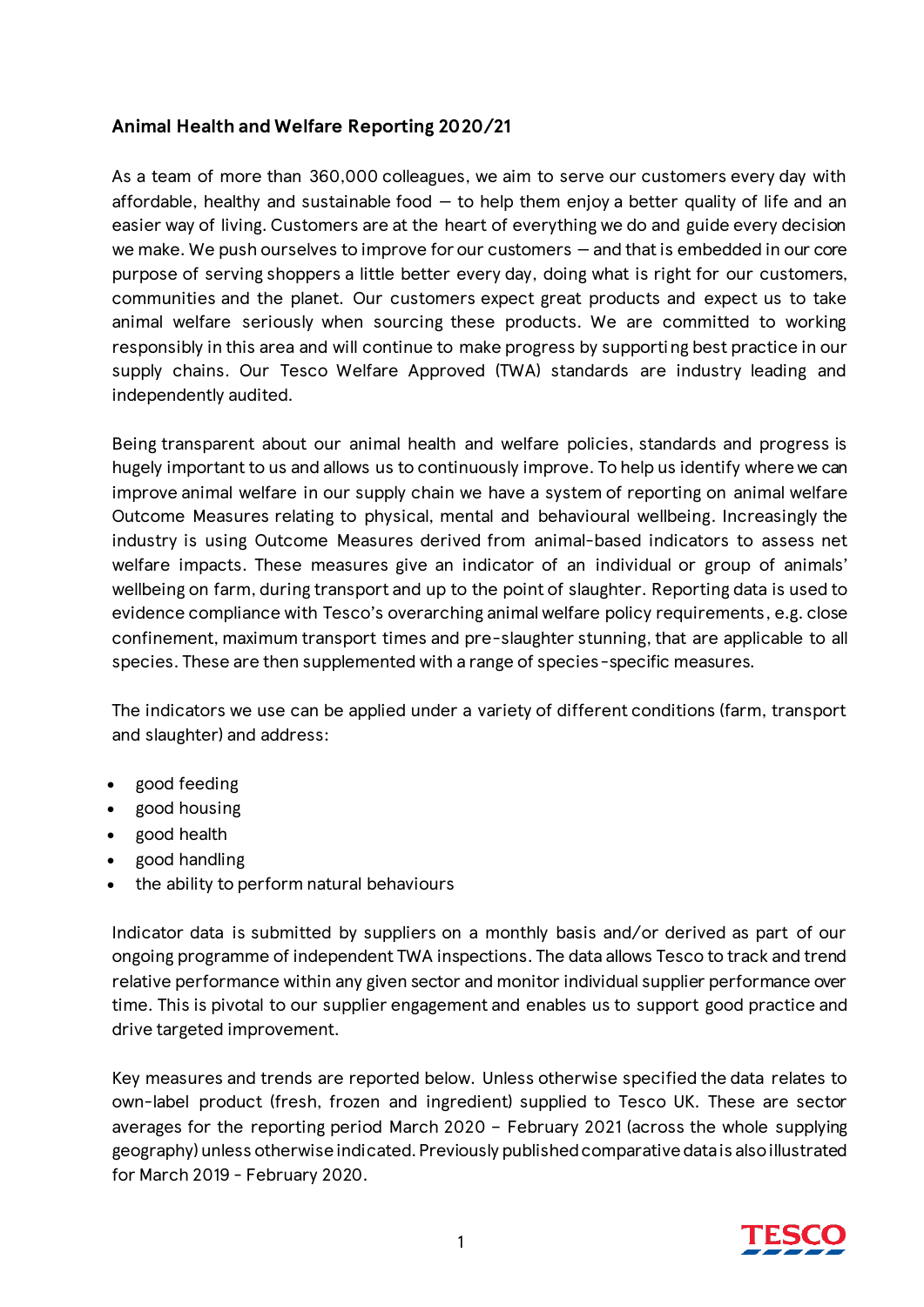## Animal Health and Welfare Reporting 2020/21

As a team of more than 360,000 colleagues, we aim to serve our customers every day with affordable, healthy and sustainable food – to help them enjoy a better quality of life and an easier way of living. Customers are at the heart of everything we do and guide every decision we make. We push ourselves to improve for our customers – and that is embedded in our core purpose of serving shoppers a little better every day, doing what is right for our customers, communities and the planet. Our customers expect great products and expect us to take animal welfare seriously when sourcing these products. We are committed to working responsibly in this area and will continue to make progress by supporting best practice in our supply chains. Our Tesco Welfare Approved (TWA) standards are industry leading and independently audited.

Being transparent about our animal health and welfare policies, standards and progress is hugely important to us and allows us to continuously improve. To help us identify where we can improve animal welfare in our supply chain we have a system of reporting on animal welfare Outcome Measures relating to physical, mental and behavioural wellbeing. Increasingly the industry is using Outcome Measures derived from animal-based indicators to assess net welfare impacts. These measures give an indicator of an individual or group of animals' wellbeing on farm, during transport and up to the point of slaughter. Reporting data is used to evidence compliance with Tesco's overarching animal welfare policy requirements, e.g. close confinement, maximum transport times and pre-slaughter stunning, that are applicable to all species. These are then supplemented with a range of species-specific measures.

The indicators we use can be applied under a variety of different conditions (farm, transport and slaughter) and address:

- good feeding
- good housing
- good health
- good handling
- the ability to perform natural behaviours

Indicator data is submitted by suppliers on a monthly basis and/or derived as part of our ongoing programme of independent TWA inspections. The data allows Tesco to track and trend relative performance within any given sector and monitor individual supplier performance over time. This is pivotal to our supplier engagement and enables us to support good practice and drive targeted improvement.

Key measures and trends are reported below. Unless otherwise specified the data relates to own-label product (fresh, frozen and ingredient) supplied to Tesco UK. These are sector averages for the reporting period March 2020 – February 2021 (across the whole supplying geography) unless otherwise indicated. Previously published comparative data is also illustrated for March 2019 - February 2020.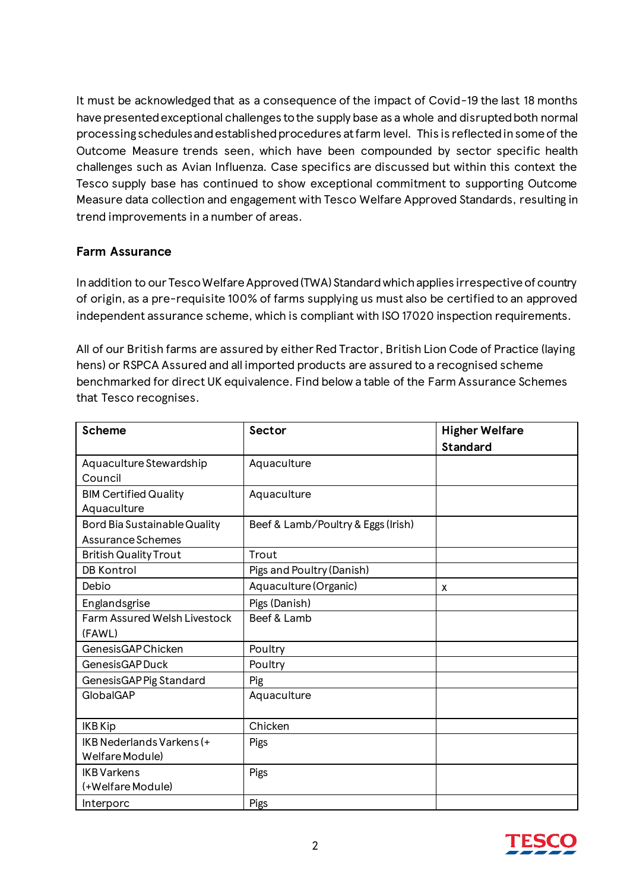It must be acknowledged that as a consequence of the impact of Covid-19 the last 18 months have presented exceptional challenges to the supply base as a whole and disrupted both normal processing schedules and established procedures at farm level. This is reflected in some of the Outcome Measure trends seen, which have been compounded by sector specific health challenges such as Avian Influenza. Case specifics are discussed but within this context the Tesco supply base has continued to show exceptional commitment to supporting Outcome Measure data collection and engagement with Tesco Welfare Approved Standards, resulting in trend improvements in a number of areas.

## Farm Assurance

In addition to our Tesco Welfare Approved (TWA) Standard which applies irrespective of country of origin, as a pre-requisite 100% of farms supplying us must also be certified to an approved independent assurance scheme, which is compliant with ISO 17020 inspection requirements.

All of our British farms are assured by either Red Tractor, British Lion Code of Practice (laying hens) or RSPCA Assured and all imported products are assured to a recognised scheme benchmarked for direct UK equivalence. Find below a table of the Farm Assurance Schemes that Tesco recognises.

| Scheme | Sector | Higher Welfare Standard |
|---|---|---|
| Aquaculture Stewardship Council | Aquaculture | |
| BIM Certified Quality Aquaculture | Aquaculture | |
| Bord Bia Sustainable Quality Assurance Schemes | Beef & Lamb/Poultry & Eggs (Irish) | |
| British Quality Trout | Trout | |
| DB Kontrol | Pigs and Poultry (Danish) | |
| Debio | Aquaculture (Organic) | x |
| Englandsgrise | Pigs (Danish) | |
| Farm Assured Welsh Livestock (FAWL) | Beef & Lamb | |
| GenesisGAP Chicken | Poultry | |
| GenesisGAP Duck | Poultry | |
| GenesisGAP Pig Standard | Pig | |
| GlobalGAP | Aquaculture | |
| IKB Kip | Chicken | |
| IKB Nederlands Varkens (+ Welfare Module) | Pigs | |
| IKB Varkens (+Welfare Module) | Pigs | |
| Interporc | Pigs | |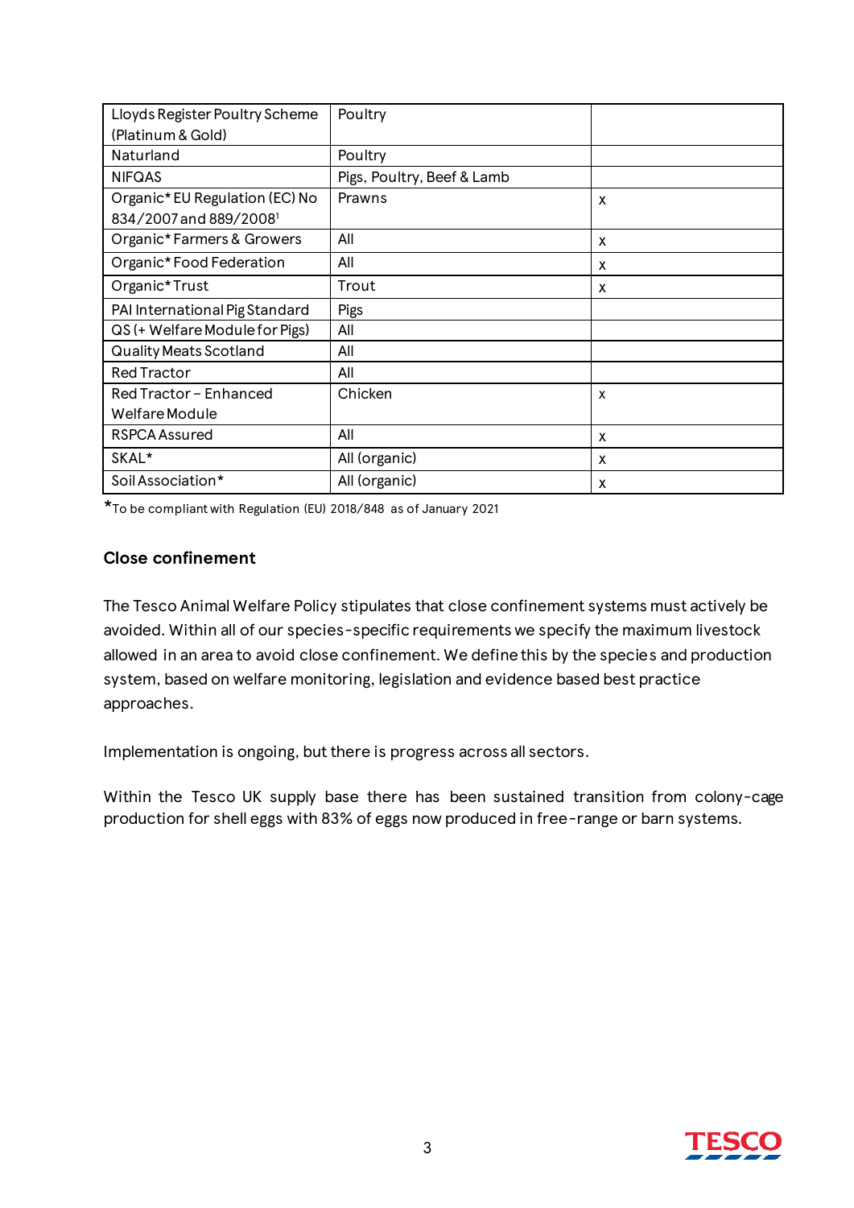| Lloyds Register Poultry Scheme (Platinum & Gold) | Poultry | |
|---|---|---|
| Naturland | Poultry | |
| NIFQAS | Pigs, Poultry, Beef & Lamb | |
| Organic* EU Regulation (EC) No 834/2007 and 889/2008[1] | Prawns | x |
| Organic* Farmers & Growers | All | x |
| Organic* Food Federation | All | x |
| Organic* Trust | Trout | x |
| PAI International Pig Standard | Pigs | |
| QS (+ Welfare Module for Pigs) | All | |
| Quality Meats Scotland | All | |
| Red Tractor | All | |
| Red Tractor – Enhanced Welfare Module | Chicken | x |
| RSPCA Assured | All | x |
| SKAL* | All (organic) | x |
| Soil Association* | All (organic) | x |

*To be compliant with Regulation (EU) 2018/848 as of January 2021

### Close confinement

The Tesco Animal Welfare Policy stipulates that close confinement systems must actively be avoided. Within all of our species-specific requirements we specify the maximum livestock allowed in an area to avoid close confinement. We define this by the species and production system, based on welfare monitoring, legislation and evidence based best practice approaches.

Implementation is ongoing, but there is progress across all sectors.

Within the Tesco UK supply base there has been sustained transition from colony-cage production for shell eggs with 83% of eggs now produced in free-range or barn systems.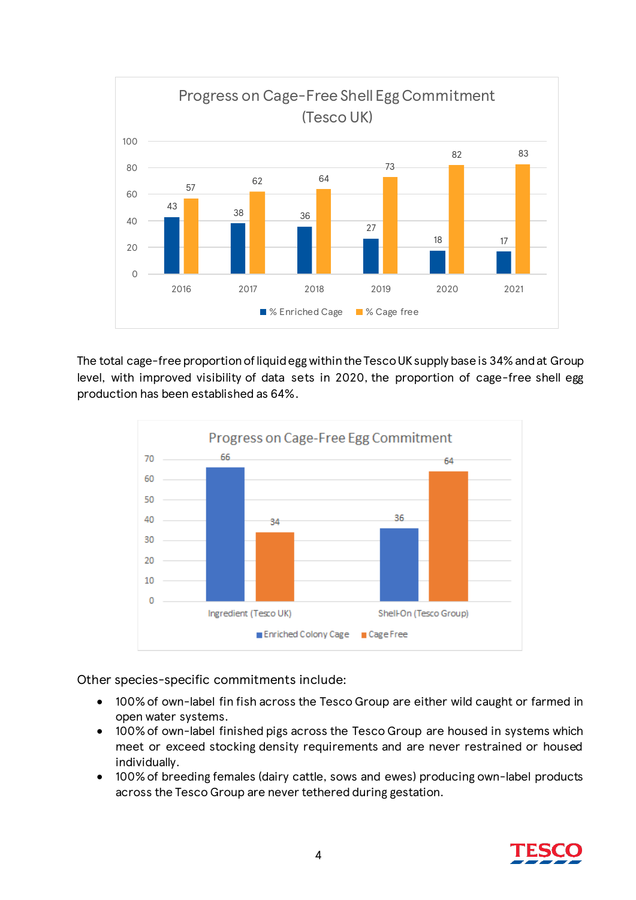**Progress on Cage-Free Shell Egg Commitment (Tesco UK)**

| Year | % Enriched Cage | % Cage free |
|---|---|---|
| 2016 | 43 | 57 |
| 2017 | 38 | 62 |
| 2018 | 36 | 64 |
| 2019 | 27 | 73 |
| 2020 | 18 | 82 |
| 2021 | 17 | 83 |

The total cage-free proportion of liquid egg within the Tesco UK supply base is 34% and at Group level, with improved visibility of data sets in 2020, the proportion of cage-free shell egg production has been established as 64%.

**Progress on Cage-Free Egg Commitment**

| | Enriched Colony Cage | Cage Free |
|---|---|---|
| Ingredient (Tesco UK) | 66 | 34 |
| Shell-On (Tesco Group) | 36 | 64 |

Other species-specific commitments include:

- 100% of own-label fin fish across the Tesco Group are either wild caught or farmed in open water systems.
- 100% of own-label finished pigs across the Tesco Group are housed in systems which meet or exceed stocking density requirements and are never restrained or housed individually.
- 100% of breeding females (dairy cattle, sows and ewes) producing own-label products across the Tesco Group are never tethered during gestation.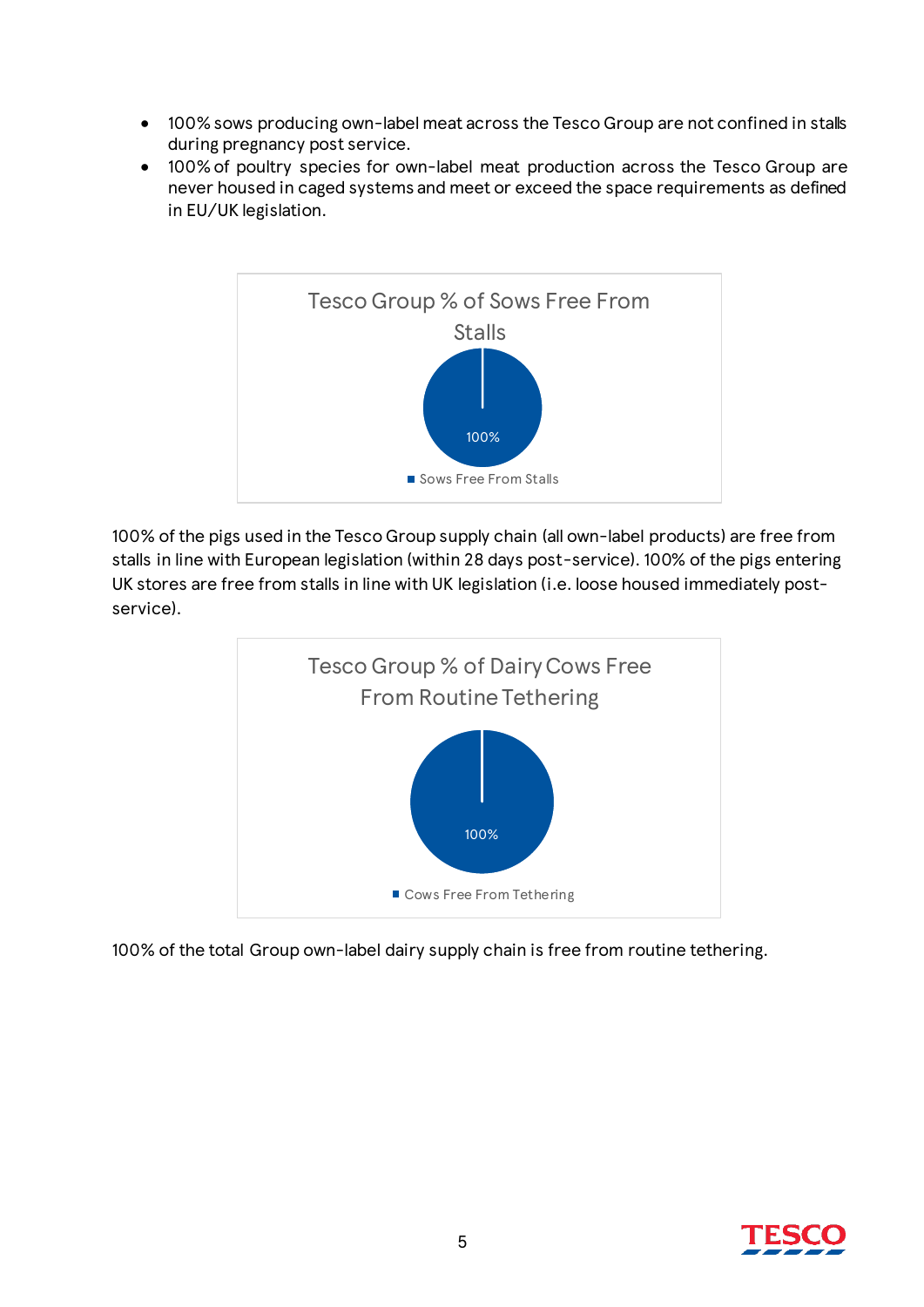- 100% sows producing own-label meat across the Tesco Group are not confined in stalls during pregnancy post service.
- 100% of poultry species for own-label meat production across the Tesco Group are never housed in caged systems and meet or exceed the space requirements as defined in EU/UK legislation.

Tesco Group % of Sows Free From Stalls

100%

Sows Free From Stalls

100% of the pigs used in the Tesco Group supply chain (all own-label products) are free from stalls in line with European legislation (within 28 days post-service). 100% of the pigs entering UK stores are free from stalls in line with UK legislation (i.e. loose housed immediately post-service).

Tesco Group % of Dairy Cows Free From Routine Tethering

100%

Cows Free From Tethering

100% of the total Group own-label dairy supply chain is free from routine tethering.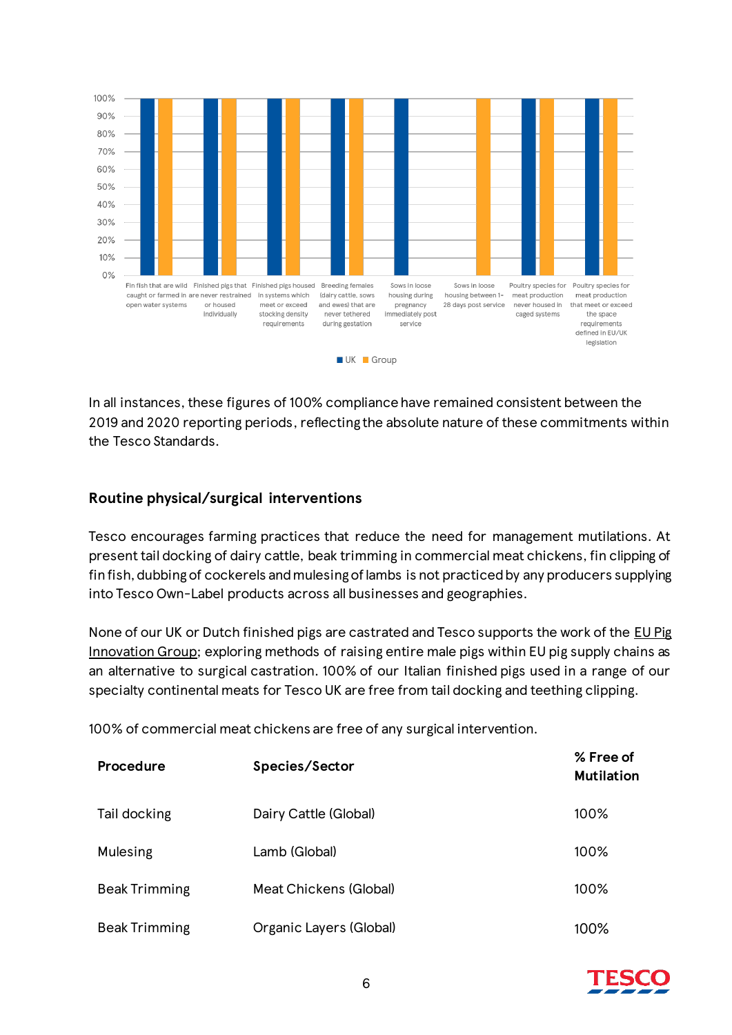| Category | UK | Group |
|---|---|---|
| Fin fish that are wild caught or farmed in open water systems | 100% | 100% |
| Finished pigs that are never restrained or housed individually | 100% | 100% |
| Finished pigs housed in systems which meet or exceed stocking density requirements | 100% | 100% |
| Breeding females (dairy cattle, sows and ewes) that are never tethered during gestation | 100% | 100% |
| Sows in loose housing during pregnancy immediately post service | 100% | |
| Sows in loose housing between 1-28 days post service | | 100% |
| Poultry species for meat production never housed in caged systems | 100% | 100% |
| Poultry species for meat production that meet or exceed the space requirements defined in EU/UK legislation | 100% | 100% |

In all instances, these figures of 100% compliance have remained consistent between the 2019 and 2020 reporting periods, reflecting the absolute nature of these commitments within the Tesco Standards.

## Routine physical/surgical interventions

Tesco encourages farming practices that reduce the need for management mutilations. At present tail docking of dairy cattle, beak trimming in commercial meat chickens, fin clipping of fin fish, dubbing of cockerels and mulesing of lambs is not practiced by any producers supplying into Tesco Own-Label products across all businesses and geographies.

None of our UK or Dutch finished pigs are castrated and Tesco supports the work of the EU Pig Innovation Group; exploring methods of raising entire male pigs within EU pig supply chains as an alternative to surgical castration. 100% of our Italian finished pigs used in a range of our specialty continental meats for Tesco UK are free from tail docking and teething clipping.

100% of commercial meat chickens are free of any surgical intervention.

| Procedure | Species/Sector | % Free of Mutilation |
|---|---|---|
| Tail docking | Dairy Cattle (Global) | 100% |
| Mulesing | Lamb (Global) | 100% |
| Beak Trimming | Meat Chickens (Global) | 100% |
| Beak Trimming | Organic Layers (Global) | 100% |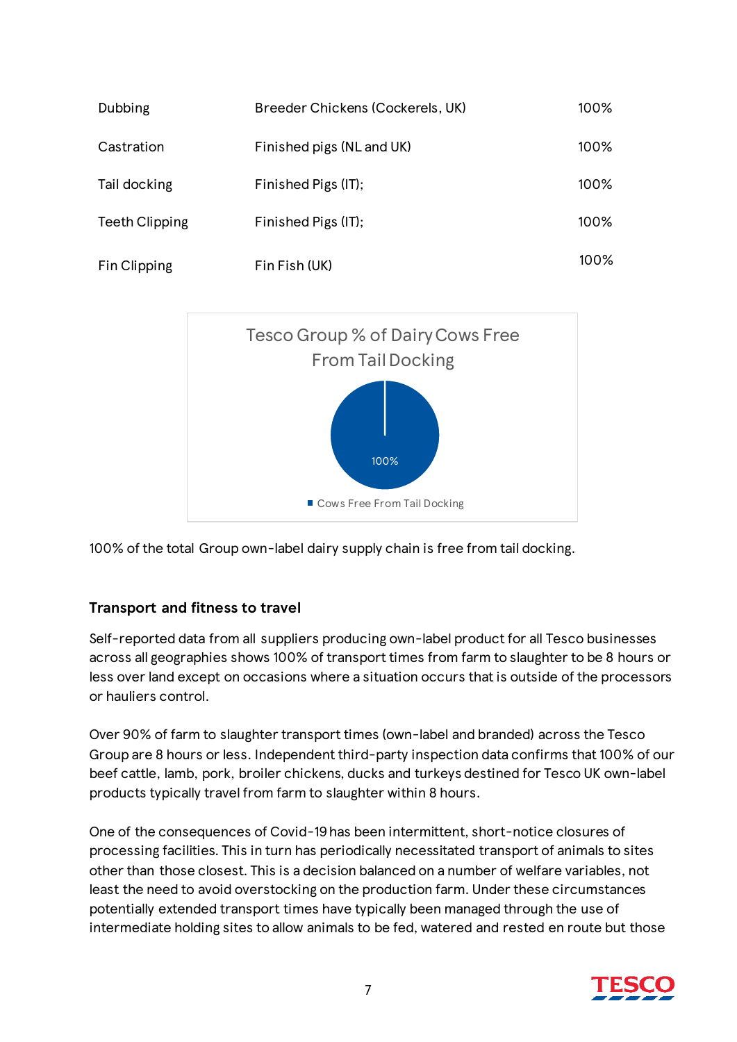| | | |
|---|---|---|
| Dubbing | Breeder Chickens (Cockerels, UK) | 100% |
| Castration | Finished pigs (NL and UK) | 100% |
| Tail docking | Finished Pigs (IT); | 100% |
| Teeth Clipping | Finished Pigs (IT); | 100% |
| Fin Clipping | Fin Fish (UK) | 100% |

Tesco Group % of Dairy Cows Free From Tail Docking

100%

Cows Free From Tail Docking

100% of the total Group own-label dairy supply chain is free from tail docking.

**Transport and fitness to travel**

Self-reported data from all suppliers producing own-label product for all Tesco businesses across all geographies shows 100% of transport times from farm to slaughter to be 8 hours or less over land except on occasions where a situation occurs that is outside of the processors or hauliers control.

Over 90% of farm to slaughter transport times (own-label and branded) across the Tesco Group are 8 hours or less. Independent third-party inspection data confirms that 100% of our beef cattle, lamb, pork, broiler chickens, ducks and turkeys destined for Tesco UK own-label products typically travel from farm to slaughter within 8 hours.

One of the consequences of Covid-19 has been intermittent, short-notice closures of processing facilities. This in turn has periodically necessitated transport of animals to sites other than those closest. This is a decision balanced on a number of welfare variables, not least the need to avoid overstocking on the production farm. Under these circumstances potentially extended transport times have typically been managed through the use of intermediate holding sites to allow animals to be fed, watered and rested en route but those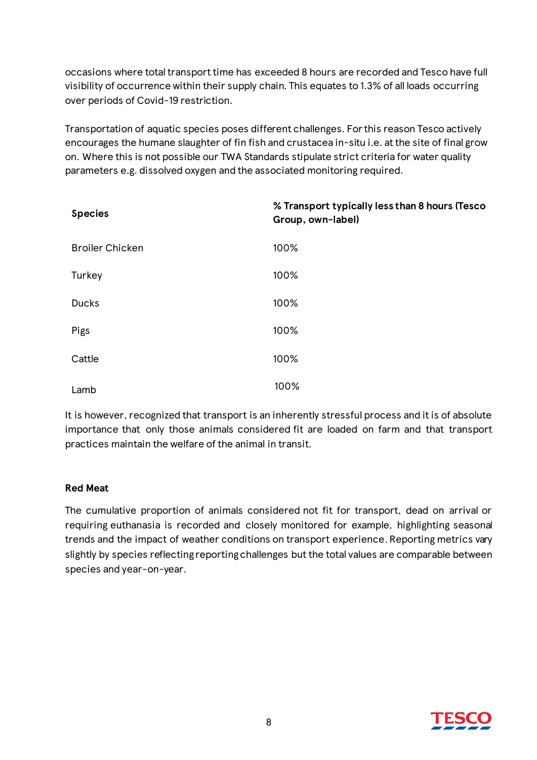occasions where total transport time has exceeded 8 hours are recorded and Tesco have full visibility of occurrence within their supply chain. This equates to 1.3% of all loads occurring over periods of Covid-19 restriction.

Transportation of aquatic species poses different challenges. For this reason Tesco actively encourages the humane slaughter of fin fish and crustacea in-situ i.e. at the site of final grow on. Where this is not possible our TWA Standards stipulate strict criteria for water quality parameters e.g. dissolved oxygen and the associated monitoring required.

| **Species** | **% Transport typically less than 8 hours (Tesco Group, own-label)** |
|---|---|
| Broiler Chicken | 100% |
| Turkey | 100% |
| Ducks | 100% |
| Pigs | 100% |
| Cattle | 100% |
| Lamb | 100% |

It is however, recognized that transport is an inherently stressful process and it is of absolute importance that only those animals considered fit are loaded on farm and that transport practices maintain the welfare of the animal in transit.

**Red Meat**

The cumulative proportion of animals considered not fit for transport, dead on arrival or requiring euthanasia is recorded and closely monitored for example, highlighting seasonal trends and the impact of weather conditions on transport experience. Reporting metrics vary slightly by species reflecting reporting challenges but the total values are comparable between species and year-on-year.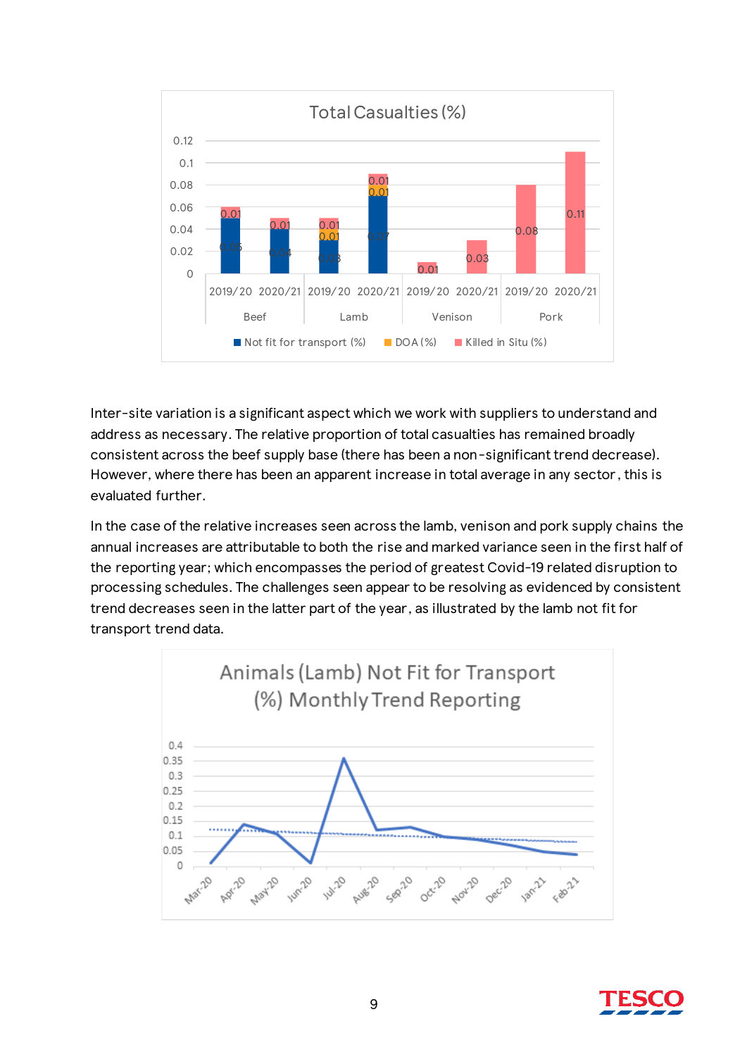Inter-site variation is a significant aspect which we work with suppliers to understand and address as necessary. The relative proportion of total casualties has remained broadly consistent across the beef supply base (there has been a non-significant trend decrease). However, where there has been an apparent increase in total average in any sector, this is evaluated further.

In the case of the relative increases seen across the lamb, venison and pork supply chains the annual increases are attributable to both the rise and marked variance seen in the first half of the reporting year; which encompasses the period of greatest Covid-19 related disruption to processing schedules. The challenges seen appear to be resolving as evidenced by consistent trend decreases seen in the latter part of the year, as illustrated by the lamb not fit for transport trend data.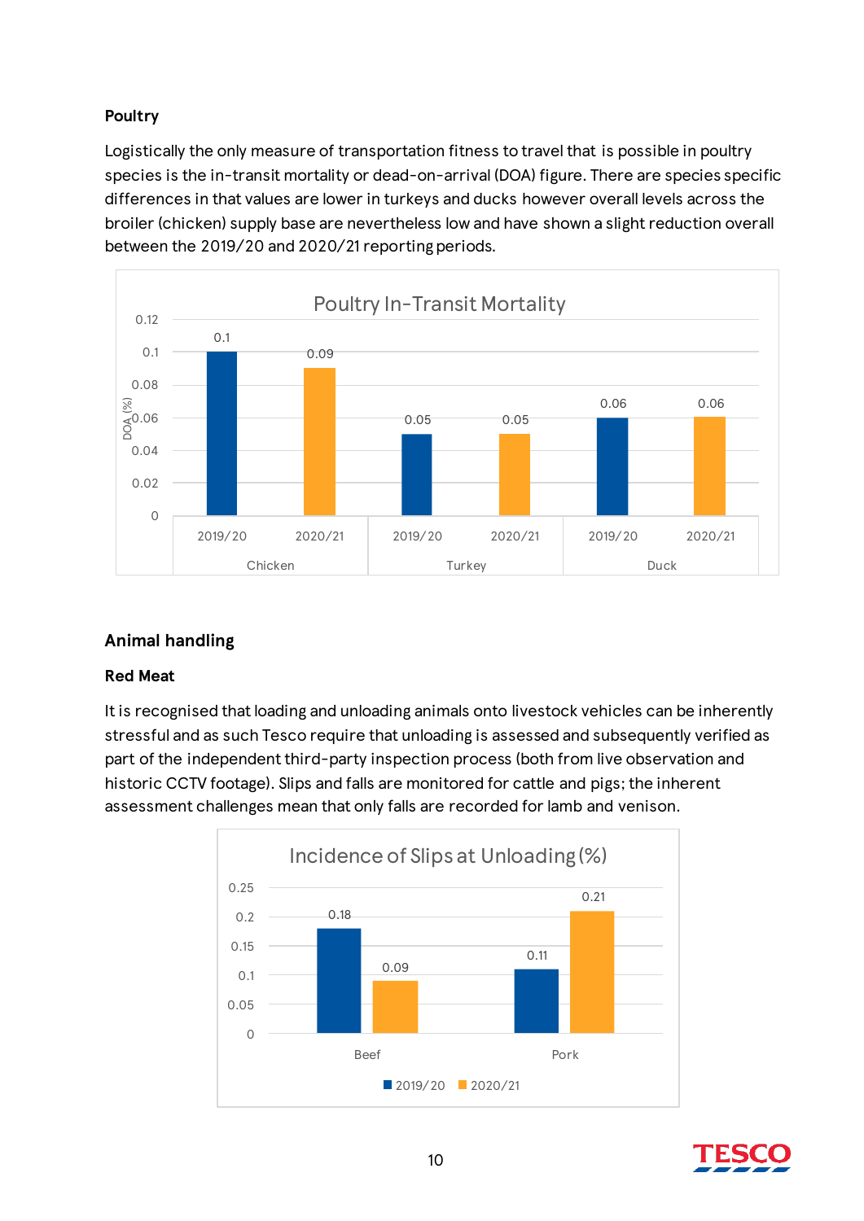### Poultry

Logistically the only measure of transportation fitness to travel that is possible in poultry species is the in-transit mortality or dead-on-arrival (DOA) figure. There are species specific differences in that values are lower in turkeys and ducks however overall levels across the broiler (chicken) supply base are nevertheless low and have shown a slight reduction overall between the 2019/20 and 2020/21 reporting periods.

**Poultry In-Transit Mortality**

| Species | Period | DOA (%) |
|---|---|---|
| Chicken | 2019/20 | 0.1 |
| Chicken | 2020/21 | 0.09 |
| Turkey | 2019/20 | 0.05 |
| Turkey | 2020/21 | 0.05 |
| Duck | 2019/20 | 0.06 |
| Duck | 2020/21 | 0.06 |

## Animal handling

### Red Meat

It is recognised that loading and unloading animals onto livestock vehicles can be inherently stressful and as such Tesco require that unloading is assessed and subsequently verified as part of the independent third-party inspection process (both from live observation and historic CCTV footage). Slips and falls are monitored for cattle and pigs; the inherent assessment challenges mean that only falls are recorded for lamb and venison.

**Incidence of Slips at Unloading (%)**

| | 2019/20 | 2020/21 |
|---|---|---|
| Beef | 0.18 | 0.09 |
| Pork | 0.11 | 0.21 |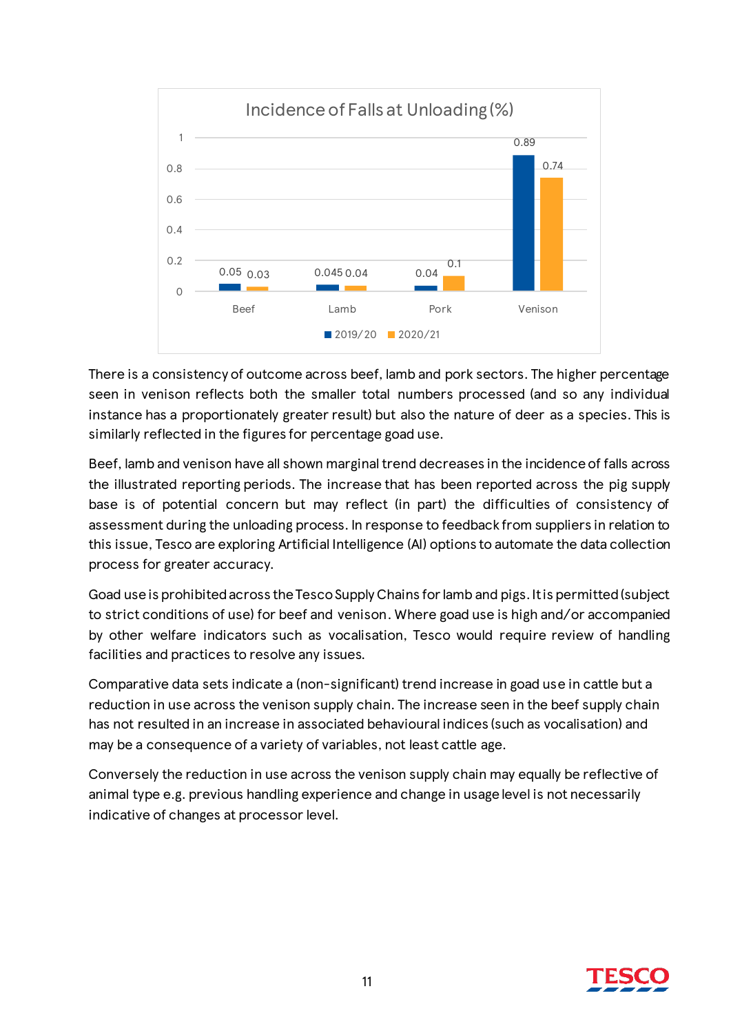**Incidence of Falls at Unloading (%)**

| | 2019/20 | 2020/21 |
|---|---|---|
| Beef | 0.05 | 0.03 |
| Lamb | 0.045 | 0.04 |
| Pork | 0.04 | 0.1 |
| Venison | 0.89 | 0.74 |

There is a consistency of outcome across beef, lamb and pork sectors. The higher percentage seen in venison reflects both the smaller total numbers processed (and so any individual instance has a proportionately greater result) but also the nature of deer as a species. This is similarly reflected in the figures for percentage goad use.

Beef, lamb and venison have all shown marginal trend decreases in the incidence of falls across the illustrated reporting periods. The increase that has been reported across the pig supply base is of potential concern but may reflect (in part) the difficulties of consistency of assessment during the unloading process. In response to feedback from suppliers in relation to this issue, Tesco are exploring Artificial Intelligence (AI) options to automate the data collection process for greater accuracy.

Goad use is prohibited across the Tesco Supply Chains for lamb and pigs. It is permitted (subject to strict conditions of use) for beef and venison. Where goad use is high and/or accompanied by other welfare indicators such as vocalisation, Tesco would require review of handling facilities and practices to resolve any issues.

Comparative data sets indicate a (non-significant) trend increase in goad use in cattle but a reduction in use across the venison supply chain. The increase seen in the beef supply chain has not resulted in an increase in associated behavioural indices (such as vocalisation) and may be a consequence of a variety of variables, not least cattle age.

Conversely the reduction in use across the venison supply chain may equally be reflective of animal type e.g. previous handling experience and change in usage level is not necessarily indicative of changes at processor level.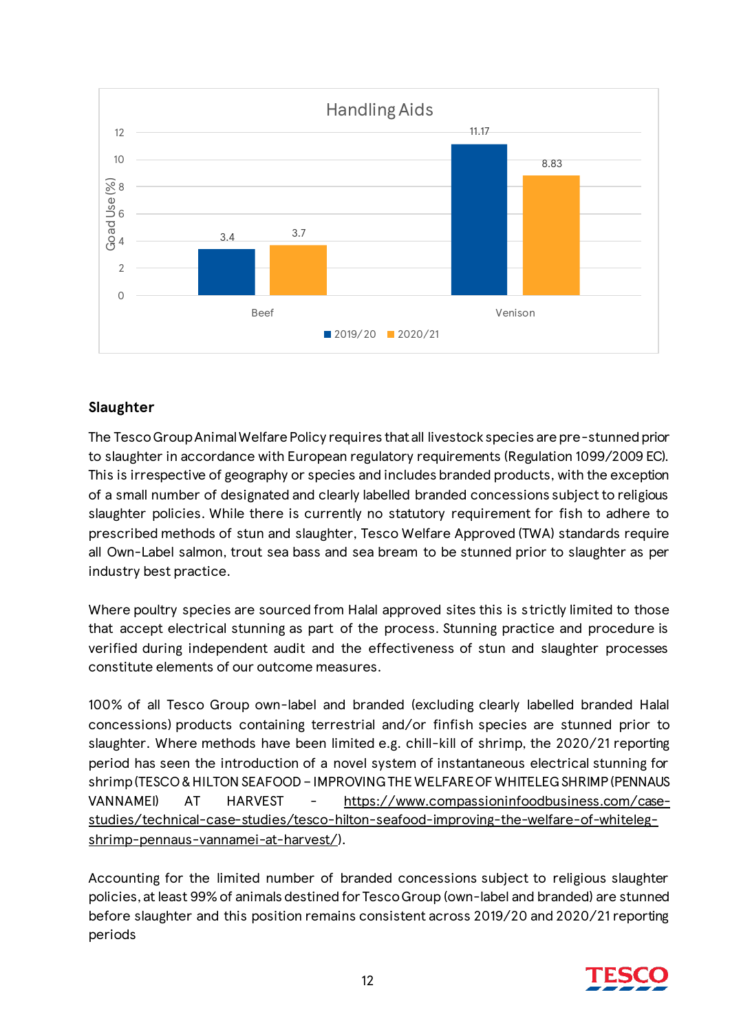**Handling Aids**

| Goad Use (%) | 2019/20 | 2020/21 |
|---|---|---|
| Beef | 3.4 | 3.7 |
| Venison | 11.17 | 8.83 |

## Slaughter

The Tesco Group Animal Welfare Policy requires that all livestock species are pre-stunned prior to slaughter in accordance with European regulatory requirements (Regulation 1099/2009 EC). This is irrespective of geography or species and includes branded products, with the exception of a small number of designated and clearly labelled branded concessions subject to religious slaughter policies. While there is currently no statutory requirement for fish to adhere to prescribed methods of stun and slaughter, Tesco Welfare Approved (TWA) standards require all Own-Label salmon, trout sea bass and sea bream to be stunned prior to slaughter as per industry best practice.

Where poultry species are sourced from Halal approved sites this is strictly limited to those that accept electrical stunning as part of the process. Stunning practice and procedure is verified during independent audit and the effectiveness of stun and slaughter processes constitute elements of our outcome measures.

100% of all Tesco Group own-label and branded (excluding clearly labelled branded Halal concessions) products containing terrestrial and/or finfish species are stunned prior to slaughter. Where methods have been limited e.g. chill-kill of shrimp, the 2020/21 reporting period has seen the introduction of a novel system of instantaneous electrical stunning for shrimp (TESCO & HILTON SEAFOOD – IMPROVING THE WELFARE OF WHITELEG SHRIMP (PENNAUS VANNAMEI) AT HARVEST - https://www.compassioninfoodbusiness.com/case-studies/technical-case-studies/tesco-hilton-seafood-improving-the-welfare-of-whiteleg-shrimp-pennaus-vannamei-at-harvest/).

Accounting for the limited number of branded concessions subject to religious slaughter policies, at least 99% of animals destined for Tesco Group (own-label and branded) are stunned before slaughter and this position remains consistent across 2019/20 and 2020/21 reporting periods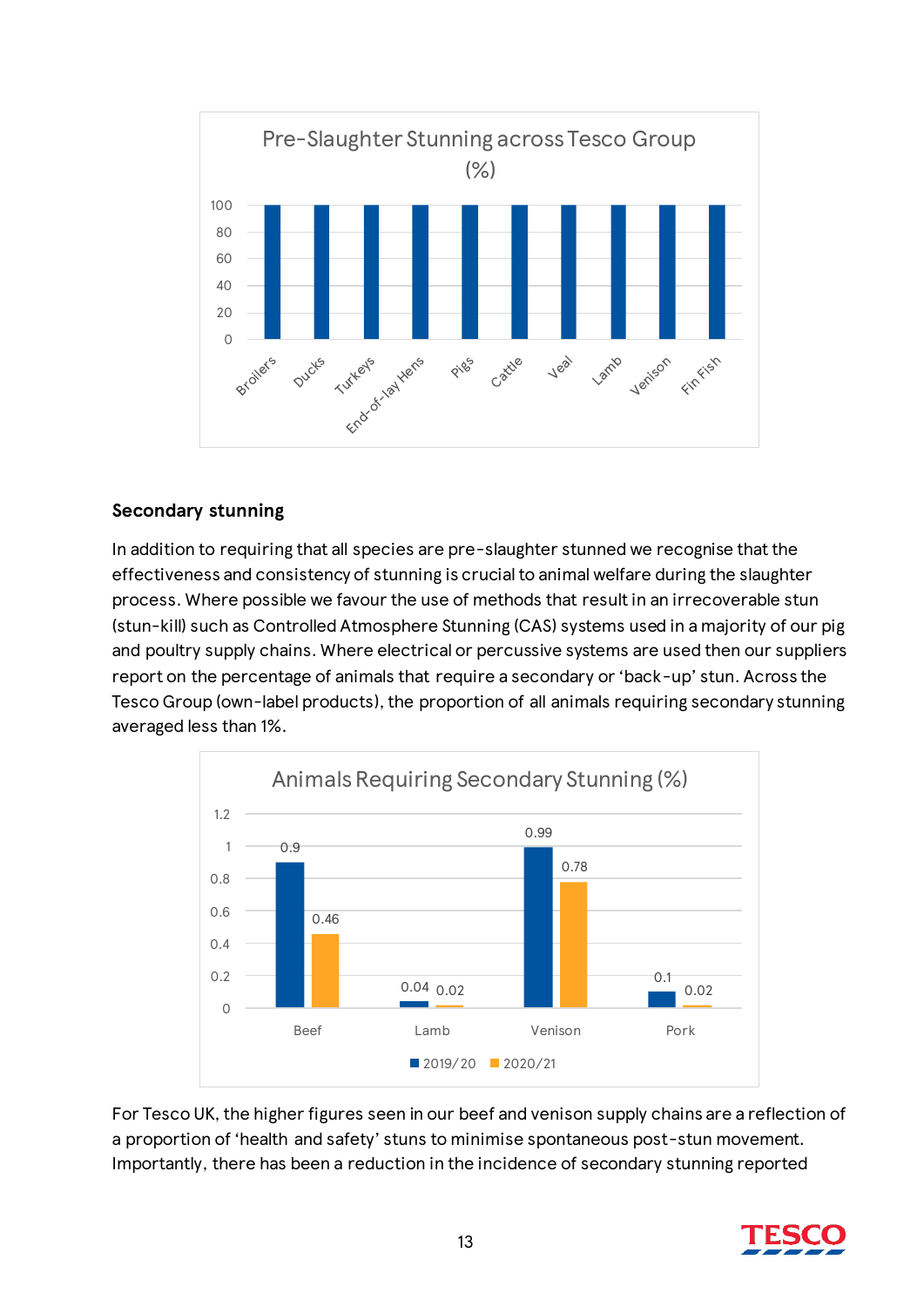Pre-Slaughter Stunning across Tesco Group (%)

| Species | % |
|---|---|
| Broilers | 100 |
| Ducks | 100 |
| Turkeys | 100 |
| End-of-lay Hens | 100 |
| Pigs | 100 |
| Cattle | 100 |
| Veal | 100 |
| Lamb | 100 |
| Venison | 100 |
| Fin Fish | 100 |

## Secondary stunning

In addition to requiring that all species are pre-slaughter stunned we recognise that the effectiveness and consistency of stunning is crucial to animal welfare during the slaughter process. Where possible we favour the use of methods that result in an irrecoverable stun (stun-kill) such as Controlled Atmosphere Stunning (CAS) systems used in a majority of our pig and poultry supply chains. Where electrical or percussive systems are used then our suppliers report on the percentage of animals that require a secondary or 'back-up' stun. Across the Tesco Group (own-label products), the proportion of all animals requiring secondary stunning averaged less than 1%.

Animals Requiring Secondary Stunning (%)

| | 2019/20 | 2020/21 |
|---|---|---|
| Beef | 0.9 | 0.46 |
| Lamb | 0.04 | 0.02 |
| Venison | 0.99 | 0.78 |
| Pork | 0.1 | 0.02 |

For Tesco UK, the higher figures seen in our beef and venison supply chains are a reflection of a proportion of 'health and safety' stuns to minimise spontaneous post-stun movement. Importantly, there has been a reduction in the incidence of secondary stunning reported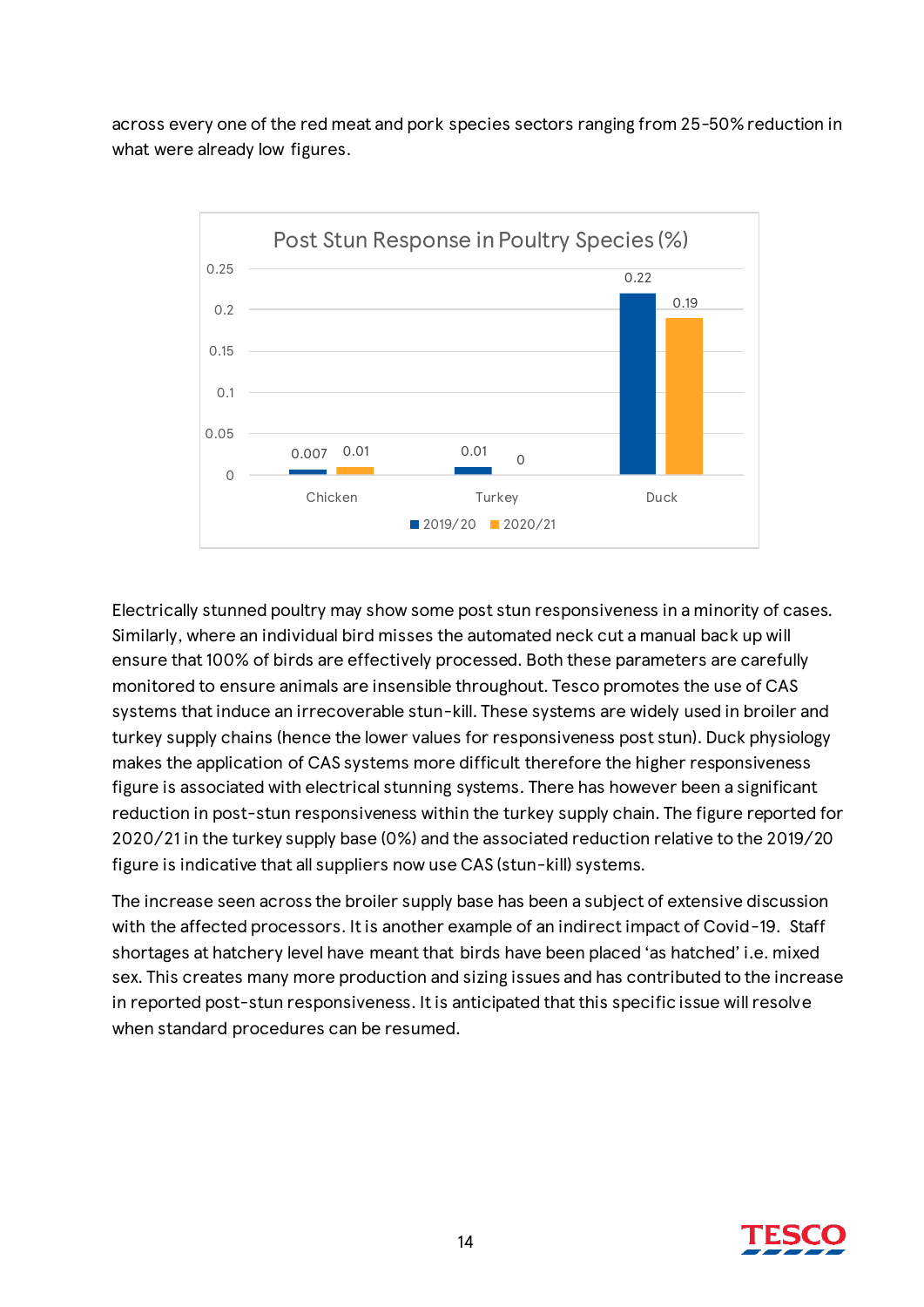across every one of the red meat and pork species sectors ranging from 25-50% reduction in what were already low figures.

**Post Stun Response in Poultry Species (%)**

| Species | 2019/20 | 2020/21 |
|---|---|---|
| Chicken | 0.007 | 0.01 |
| Turkey | 0.01 | 0 |
| Duck | 0.22 | 0.19 |

Electrically stunned poultry may show some post stun responsiveness in a minority of cases. Similarly, where an individual bird misses the automated neck cut a manual back up will ensure that 100% of birds are effectively processed. Both these parameters are carefully monitored to ensure animals are insensible throughout. Tesco promotes the use of CAS systems that induce an irrecoverable stun-kill. These systems are widely used in broiler and turkey supply chains (hence the lower values for responsiveness post stun). Duck physiology makes the application of CAS systems more difficult therefore the higher responsiveness figure is associated with electrical stunning systems. There has however been a significant reduction in post-stun responsiveness within the turkey supply chain. The figure reported for 2020/21 in the turkey supply base (0%) and the associated reduction relative to the 2019/20 figure is indicative that all suppliers now use CAS (stun-kill) systems.

The increase seen across the broiler supply base has been a subject of extensive discussion with the affected processors. It is another example of an indirect impact of Covid-19. Staff shortages at hatchery level have meant that birds have been placed 'as hatched' i.e. mixed sex. This creates many more production and sizing issues and has contributed to the increase in reported post-stun responsiveness. It is anticipated that this specific issue will resolve when standard procedures can be resumed.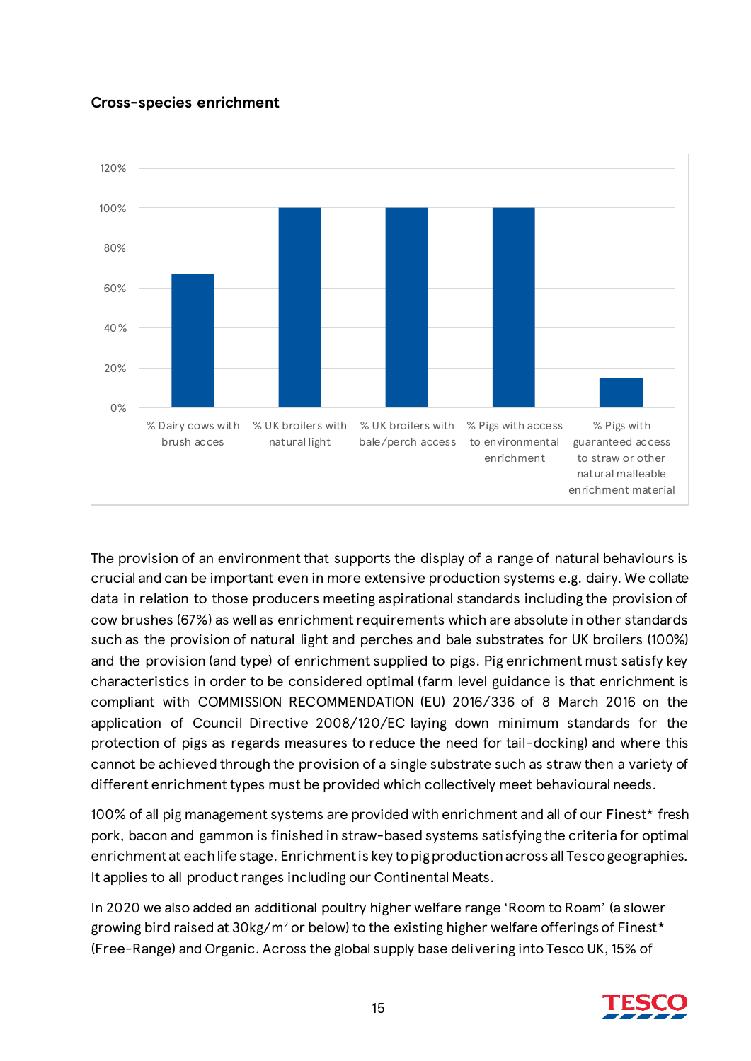### Cross-species enrichment

| Measure | Value |
|---|---|
| % Dairy cows with brush acces | 67% |
| % UK broilers with natural light | 100% |
| % UK broilers with bale/perch access | 100% |
| % Pigs with access to environmental enrichment | 100% |
| % Pigs with guaranteed access to straw or other natural malleable enrichment material | ~15% |

The provision of an environment that supports the display of a range of natural behaviours is crucial and can be important even in more extensive production systems e.g. dairy. We collate data in relation to those producers meeting aspirational standards including the provision of cow brushes (67%) as well as enrichment requirements which are absolute in other standards such as the provision of natural light and perches and bale substrates for UK broilers (100%) and the provision (and type) of enrichment supplied to pigs. Pig enrichment must satisfy key characteristics in order to be considered optimal (farm level guidance is that enrichment is compliant with COMMISSION RECOMMENDATION (EU) 2016/336 of 8 March 2016 on the application of Council Directive 2008/120/EC laying down minimum standards for the protection of pigs as regards measures to reduce the need for tail-docking) and where this cannot be achieved through the provision of a single substrate such as straw then a variety of different enrichment types must be provided which collectively meet behavioural needs.

100% of all pig management systems are provided with enrichment and all of our Finest* fresh pork, bacon and gammon is finished in straw-based systems satisfying the criteria for optimal enrichment at each life stage. Enrichment is key to pig production across all Tesco geographies. It applies to all product ranges including our Continental Meats.

In 2020 we also added an additional poultry higher welfare range 'Room to Roam' (a slower growing bird raised at 30kg/m$^2$ or below) to the existing higher welfare offerings of Finest* (Free-Range) and Organic. Across the global supply base delivering into Tesco UK, 15% of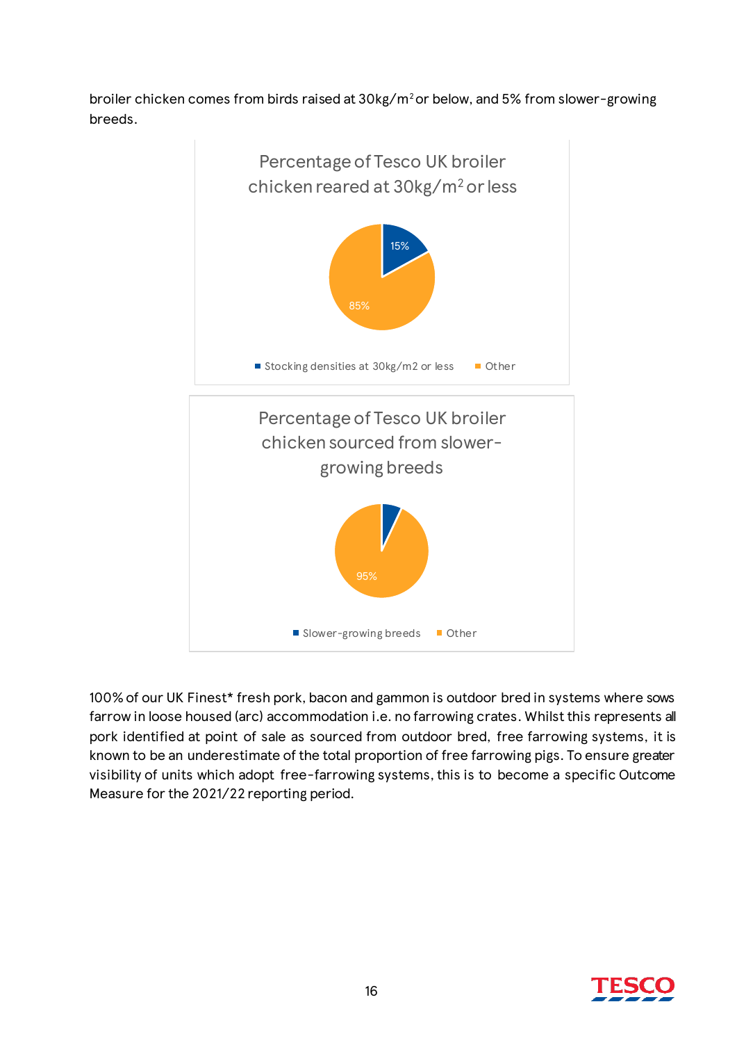broiler chicken comes from birds raised at 30kg/m$^2$ or below, and 5% from slower-growing breeds.

**Percentage of Tesco UK broiler chicken reared at 30kg/m$^2$ or less**

- Stocking densities at 30kg/m2 or less: 15%
- Other: 85%

**Percentage of Tesco UK broiler chicken sourced from slower-growing breeds**

- Slower-growing breeds
- Other: 95%

100% of our UK Finest* fresh pork, bacon and gammon is outdoor bred in systems where sows farrow in loose housed (arc) accommodation i.e. no farrowing crates. Whilst this represents all pork identified at point of sale as sourced from outdoor bred, free farrowing systems, it is known to be an underestimate of the total proportion of free farrowing pigs. To ensure greater visibility of units which adopt free-farrowing systems, this is to become a specific Outcome Measure for the 2021/22 reporting period.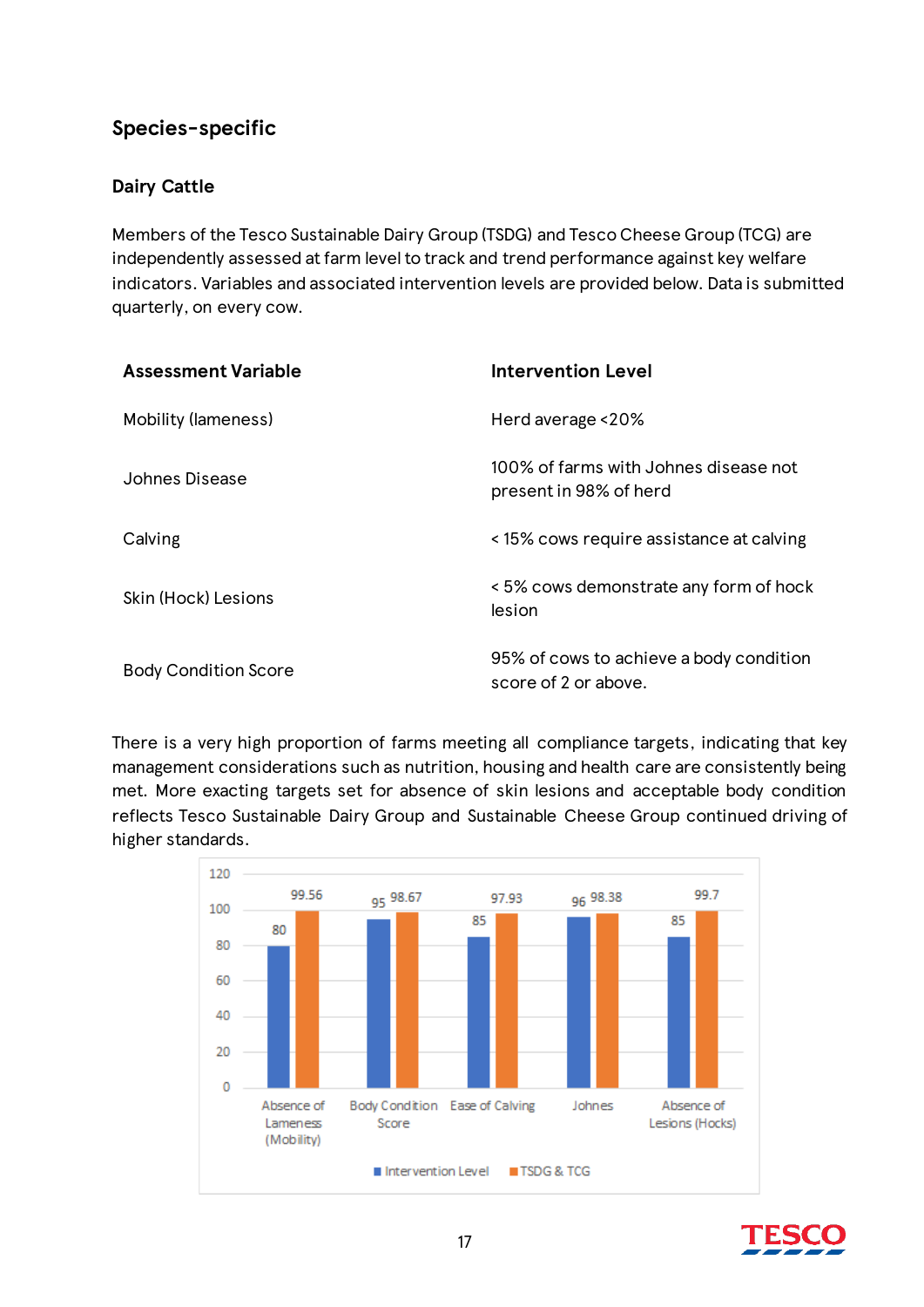## Species-specific

### Dairy Cattle

Members of the Tesco Sustainable Dairy Group (TSDG) and Tesco Cheese Group (TCG) are independently assessed at farm level to track and trend performance against key welfare indicators. Variables and associated intervention levels are provided below. Data is submitted quarterly, on every cow.

| Assessment Variable | Intervention Level |
|---|---|
| Mobility (lameness) | Herd average <20% |
| Johnes Disease | 100% of farms with Johnes disease not present in 98% of herd |
| Calving | < 15% cows require assistance at calving |
| Skin (Hock) Lesions | < 5% cows demonstrate any form of hock lesion |
| Body Condition Score | 95% of cows to achieve a body condition score of 2 or above. |

There is a very high proportion of farms meeting all compliance targets, indicating that key management considerations such as nutrition, housing and health care are consistently being met. More exacting targets set for absence of skin lesions and acceptable body condition reflects Tesco Sustainable Dairy Group and Sustainable Cheese Group continued driving of higher standards.

| | Intervention Level | TSDG & TCG |
|---|---|---|
| Absence of Lameness (Mobility) | 80 | 99.56 |
| Body Condition Score | 95 | 98.67 |
| Ease of Calving | 85 | 97.93 |
| Johnes | 96 | 98.38 |
| Absence of Lesions (Hocks) | 85 | 99.7 |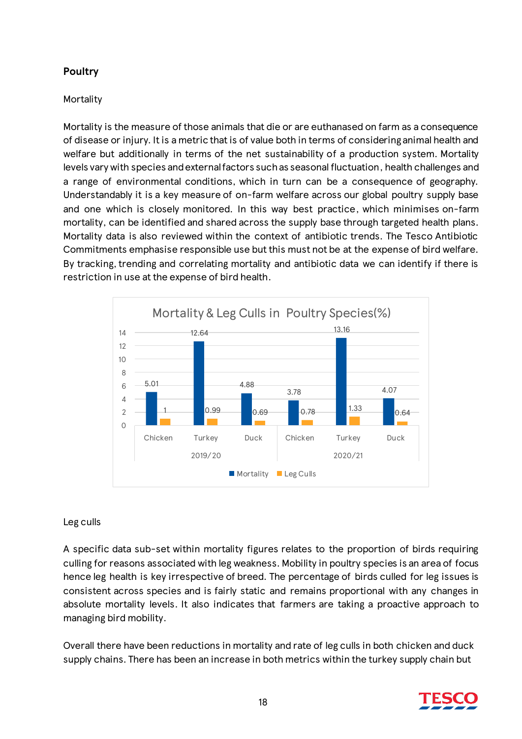## Poultry

### Mortality

Mortality is the measure of those animals that die or are euthanased on farm as a consequence of disease or injury. It is a metric that is of value both in terms of considering animal health and welfare but additionally in terms of the net sustainability of a production system. Mortality levels vary with species and external factors such as seasonal fluctuation, health challenges and a range of environmental conditions, which in turn can be a consequence of geography. Understandably it is a key measure of on-farm welfare across our global poultry supply base and one which is closely monitored. In this way best practice, which minimises on-farm mortality, can be identified and shared across the supply base through targeted health plans. Mortality data is also reviewed within the context of antibiotic trends. The Tesco Antibiotic Commitments emphasise responsible use but this must not be at the expense of bird welfare. By tracking, trending and correlating mortality and antibiotic data we can identify if there is restriction in use at the expense of bird health.

**Mortality & Leg Culls in Poultry Species(%)**

| Year | Species | Mortality | Leg Culls |
|---|---|---|---|
| 2019/20 | Chicken | 5.01 | 1 |
| 2019/20 | Turkey | 12.64 | 0.99 |
| 2019/20 | Duck | 4.88 | 0.69 |
| 2020/21 | Chicken | 3.78 | 0.78 |
| 2020/21 | Turkey | 13.16 | 1.33 |
| 2020/21 | Duck | 4.07 | 0.64 |

### Leg culls

A specific data sub-set within mortality figures relates to the proportion of birds requiring culling for reasons associated with leg weakness. Mobility in poultry species is an area of focus hence leg health is key irrespective of breed. The percentage of birds culled for leg issues is consistent across species and is fairly static and remains proportional with any changes in absolute mortality levels. It also indicates that farmers are taking a proactive approach to managing bird mobility.

Overall there have been reductions in mortality and rate of leg culls in both chicken and duck supply chains. There has been an increase in both metrics within the turkey supply chain but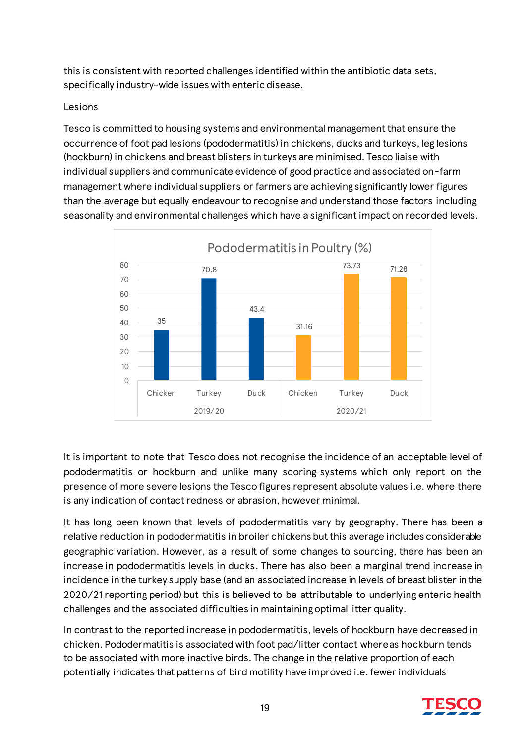this is consistent with reported challenges identified within the antibiotic data sets, specifically industry-wide issues with enteric disease.

Lesions

Tesco is committed to housing systems and environmental management that ensure the occurrence of foot pad lesions (pododermatitis) in chickens, ducks and turkeys, leg lesions (hockburn) in chickens and breast blisters in turkeys are minimised. Tesco liaise with individual suppliers and communicate evidence of good practice and associated on-farm management where individual suppliers or farmers are achieving significantly lower figures than the average but equally endeavour to recognise and understand those factors including seasonality and environmental challenges which have a significant impact on recorded levels.

**Pododermatitis in Poultry (%)**

| | Chicken | Turkey | Duck |
|---|---|---|---|
| 2019/20 | 35 | 70.8 | 43.4 |
| 2020/21 | 31.16 | 73.73 | 71.28 |

It is important to note that Tesco does not recognise the incidence of an acceptable level of pododermatitis or hockburn and unlike many scoring systems which only report on the presence of more severe lesions the Tesco figures represent absolute values i.e. where there is any indication of contact redness or abrasion, however minimal.

It has long been known that levels of pododermatitis vary by geography. There has been a relative reduction in pododermatitis in broiler chickens but this average includes considerable geographic variation. However, as a result of some changes to sourcing, there has been an increase in pododermatitis levels in ducks. There has also been a marginal trend increase in incidence in the turkey supply base (and an associated increase in levels of breast blister in the 2020/21 reporting period) but this is believed to be attributable to underlying enteric health challenges and the associated difficulties in maintaining optimal litter quality.

In contrast to the reported increase in pododermatitis, levels of hockburn have decreased in chicken. Pododermatitis is associated with foot pad/litter contact whereas hockburn tends to be associated with more inactive birds. The change in the relative proportion of each potentially indicates that patterns of bird motility have improved i.e. fewer individuals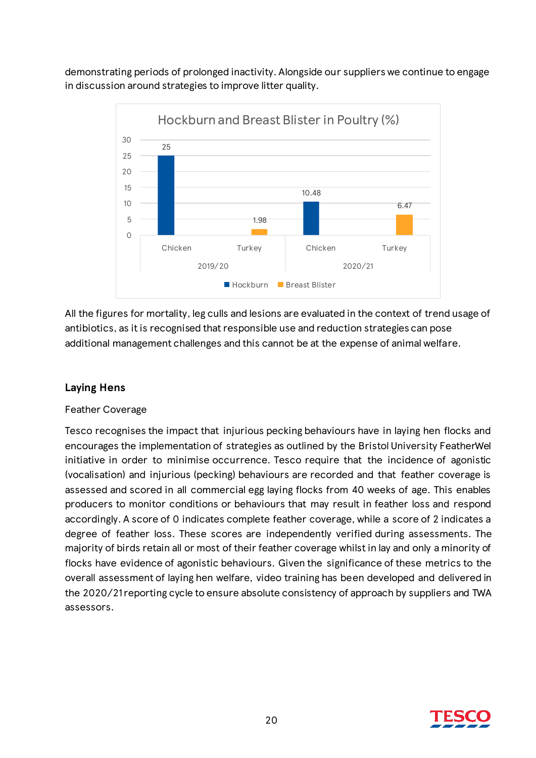demonstrating periods of prolonged inactivity. Alongside our suppliers we continue to engage in discussion around strategies to improve litter quality.

**Hockburn and Breast Blister in Poultry (%)**

| Year | Species | Hockburn | Breast Blister |
|---|---|---|---|
| 2019/20 | Chicken | 25 | |
| 2019/20 | Turkey | | 1.98 |
| 2020/21 | Chicken | 10.48 | |
| 2020/21 | Turkey | | 6.47 |

All the figures for mortality, leg culls and lesions are evaluated in the context of trend usage of antibiotics, as it is recognised that responsible use and reduction strategies can pose additional management challenges and this cannot be at the expense of animal welfare.

## Laying Hens

### Feather Coverage

Tesco recognises the impact that injurious pecking behaviours have in laying hen flocks and encourages the implementation of strategies as outlined by the Bristol University FeatherWel initiative in order to minimise occurrence. Tesco require that the incidence of agonistic (vocalisation) and injurious (pecking) behaviours are recorded and that feather coverage is assessed and scored in all commercial egg laying flocks from 40 weeks of age. This enables producers to monitor conditions or behaviours that may result in feather loss and respond accordingly. A score of 0 indicates complete feather coverage, while a score of 2 indicates a degree of feather loss. These scores are independently verified during assessments. The majority of birds retain all or most of their feather coverage whilst in lay and only a minority of flocks have evidence of agonistic behaviours. Given the significance of these metrics to the overall assessment of laying hen welfare, video training has been developed and delivered in the 2020/21 reporting cycle to ensure absolute consistency of approach by suppliers and TWA assessors.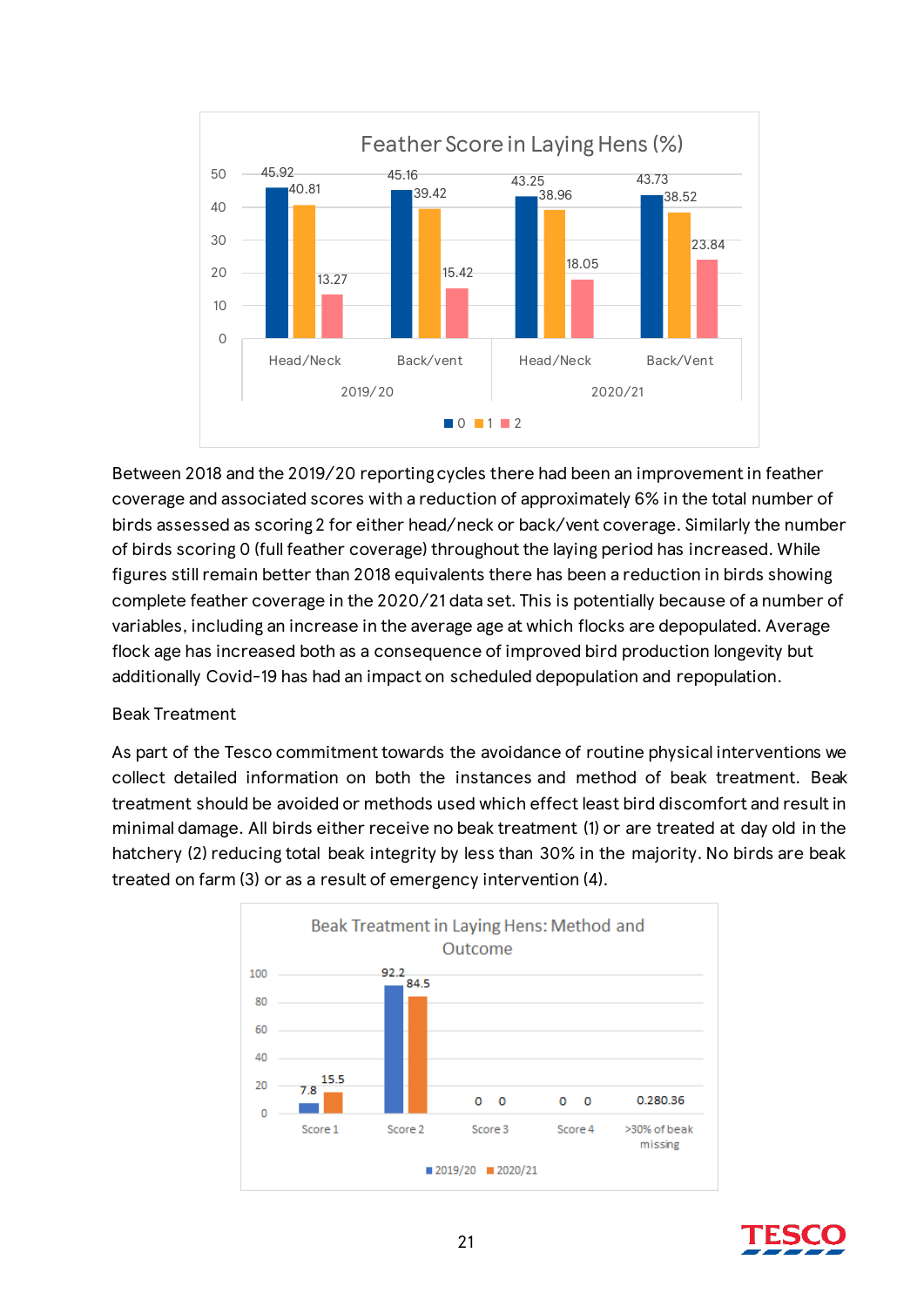**Feather Score in Laying Hens (%)**

| Year | Area | 0 | 1 | 2 |
|---|---|---|---|---|
| 2019/20 | Head/Neck | 45.92 | 40.81 | 13.27 |
| 2019/20 | Back/vent | 45.16 | 39.42 | 15.42 |
| 2020/21 | Head/Neck | 43.25 | 38.96 | 18.05 |
| 2020/21 | Back/Vent | 43.73 | 38.52 | 23.84 |

Between 2018 and the 2019/20 reporting cycles there had been an improvement in feather coverage and associated scores with a reduction of approximately 6% in the total number of birds assessed as scoring 2 for either head/neck or back/vent coverage. Similarly the number of birds scoring 0 (full feather coverage) throughout the laying period has increased. While figures still remain better than 2018 equivalents there has been a reduction in birds showing complete feather coverage in the 2020/21 data set. This is potentially because of a number of variables, including an increase in the average age at which flocks are depopulated. Average flock age has increased both as a consequence of improved bird production longevity but additionally Covid-19 has had an impact on scheduled depopulation and repopulation.

## Beak Treatment

As part of the Tesco commitment towards the avoidance of routine physical interventions we collect detailed information on both the instances and method of beak treatment. Beak treatment should be avoided or methods used which effect least bird discomfort and result in minimal damage. All birds either receive no beak treatment (1) or are treated at day old in the hatchery (2) reducing total beak integrity by less than 30% in the majority. No birds are beak treated on farm (3) or as a result of emergency intervention (4).

**Beak Treatment in Laying Hens: Method and Outcome**

| | 2019/20 | 2020/21 |
|---|---|---|
| Score 1 | 7.8 | 15.5 |
| Score 2 | 92.2 | 84.5 |
| Score 3 | 0 | 0 |
| Score 4 | 0 | 0 |
| >30% of beak missing | 0.28 | 0.36 |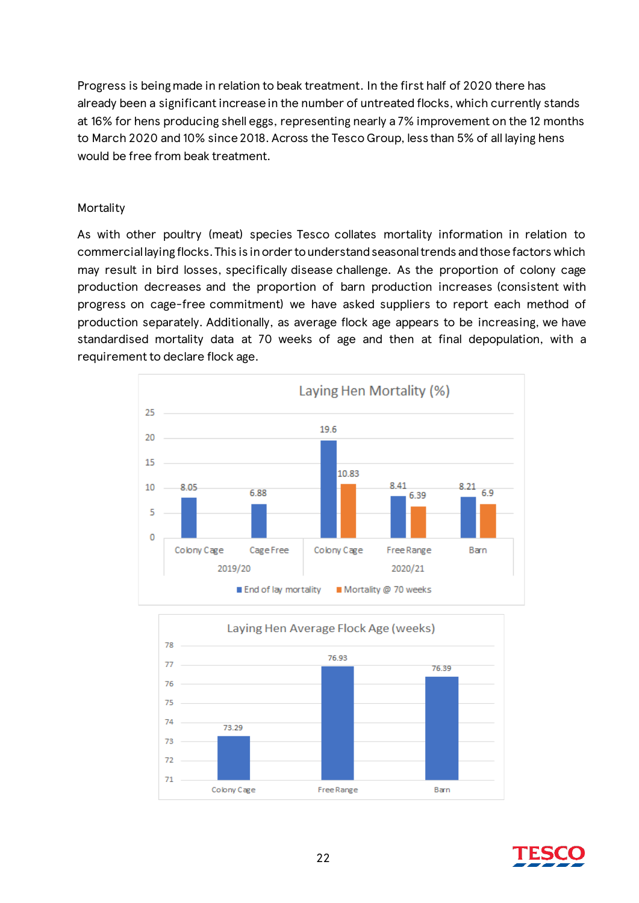Progress is being made in relation to beak treatment. In the first half of 2020 there has already been a significant increase in the number of untreated flocks, which currently stands at 16% for hens producing shell eggs, representing nearly a 7% improvement on the 12 months to March 2020 and 10% since 2018. Across the Tesco Group, less than 5% of all laying hens would be free from beak treatment.

Mortality

As with other poultry (meat) species Tesco collates mortality information in relation to commercial laying flocks. This is in order to understand seasonal trends and those factors which may result in bird losses, specifically disease challenge. As the proportion of colony cage production decreases and the proportion of barn production increases (consistent with progress on cage-free commitment) we have asked suppliers to report each method of production separately. Additionally, as average flock age appears to be increasing, we have standardised mortality data at 70 weeks of age and then at final depopulation, with a requirement to declare flock age.

**Laying Hen Mortality (%)**

| Year | Production method | End of lay mortality | Mortality @ 70 weeks |
|---|---|---|---|
| 2019/20 | Colony Cage | 8.05 | |
| 2019/20 | Cage Free | 6.88 | |
| 2020/21 | Colony Cage | 19.6 | 10.83 |
| 2020/21 | Free Range | 8.41 | 6.39 |
| 2020/21 | Barn | 8.21 | 6.9 |

**Laying Hen Average Flock Age (weeks)**

| Production method | Average flock age (weeks) |
|---|---|
| Colony Cage | 73.29 |
| Free Range | 76.93 |
| Barn | 76.39 |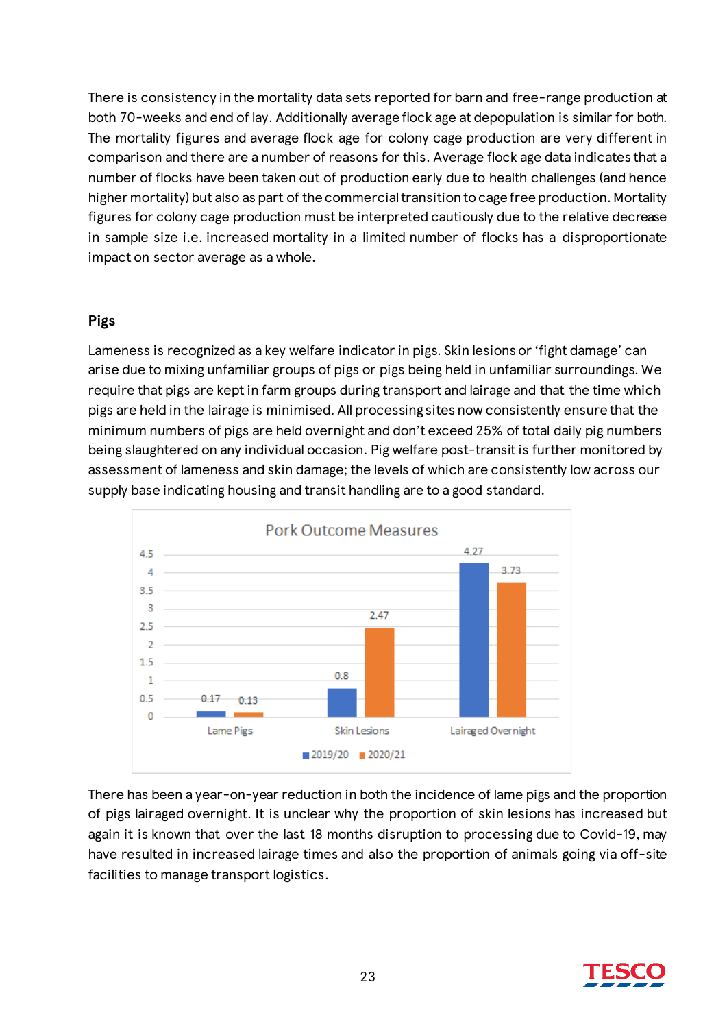There is consistency in the mortality data sets reported for barn and free-range production at both 70-weeks and end of lay. Additionally average flock age at depopulation is similar for both. The mortality figures and average flock age for colony cage production are very different in comparison and there are a number of reasons for this. Average flock age data indicates that a number of flocks have been taken out of production early due to health challenges (and hence higher mortality) but also as part of the commercial transition to cage free production. Mortality figures for colony cage production must be interpreted cautiously due to the relative decrease in sample size i.e. increased mortality in a limited number of flocks has a disproportionate impact on sector average as a whole.

## Pigs

Lameness is recognized as a key welfare indicator in pigs. Skin lesions or 'fight damage' can arise due to mixing unfamiliar groups of pigs or pigs being held in unfamiliar surroundings. We require that pigs are kept in farm groups during transport and lairage and that the time which pigs are held in the lairage is minimised. All processing sites now consistently ensure that the minimum numbers of pigs are held overnight and don't exceed 25% of total daily pig numbers being slaughtered on any individual occasion. Pig welfare post-transit is further monitored by assessment of lameness and skin damage; the levels of which are consistently low across our supply base indicating housing and transit handling are to a good standard.

**Pork Outcome Measures**

| | 2019/20 | 2020/21 |
|---|---|---|
| Lame Pigs | 0.17 | 0.13 |
| Skin Lesions | 0.8 | 2.47 |
| Lairaged Overnight | 4.27 | 3.73 |

There has been a year-on-year reduction in both the incidence of lame pigs and the proportion of pigs lairaged overnight. It is unclear why the proportion of skin lesions has increased but again it is known that over the last 18 months disruption to processing due to Covid-19, may have resulted in increased lairage times and also the proportion of animals going via off-site facilities to manage transport logistics.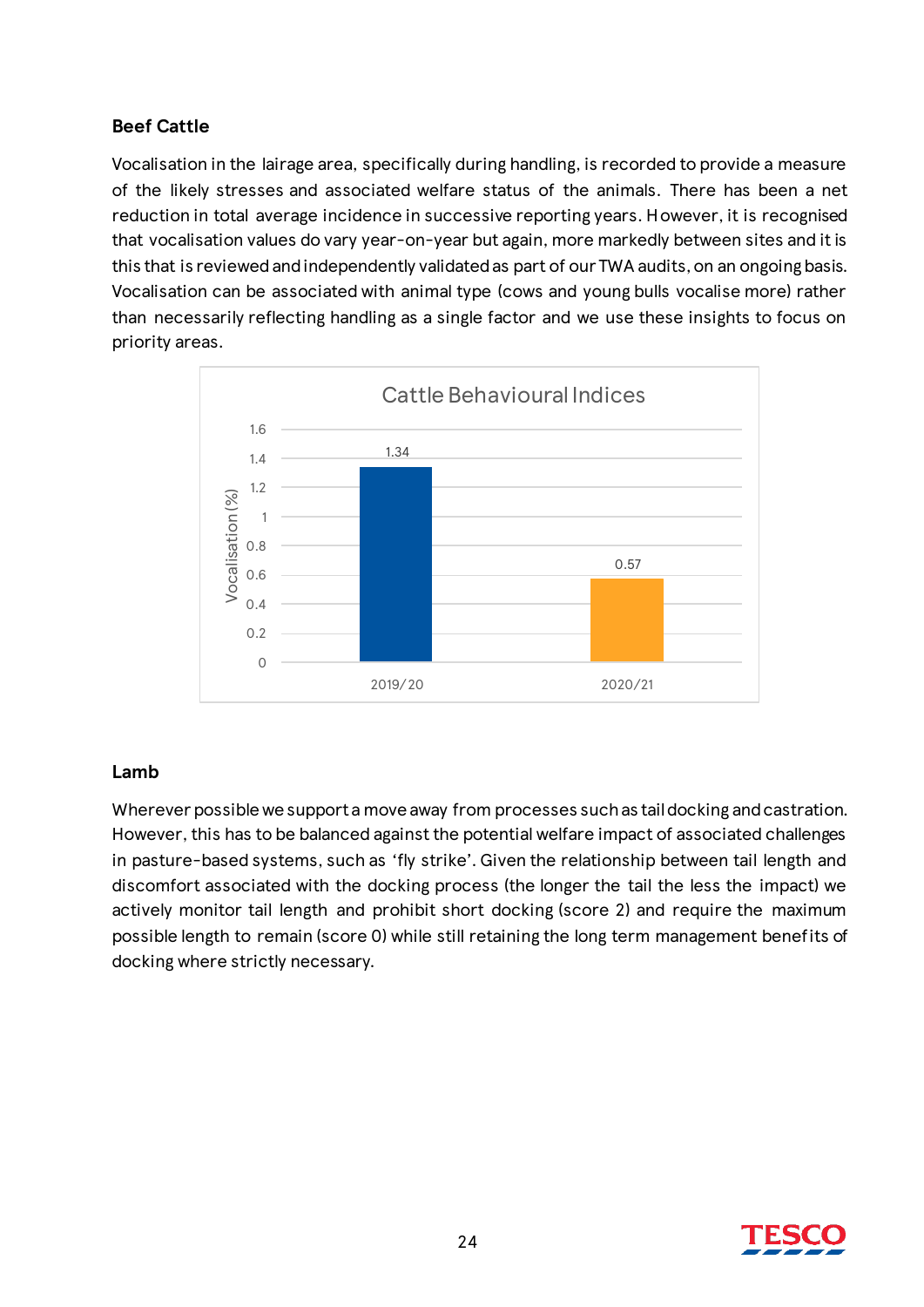## Beef Cattle

Vocalisation in the lairage area, specifically during handling, is recorded to provide a measure of the likely stresses and associated welfare status of the animals. There has been a net reduction in total average incidence in successive reporting years. However, it is recognised that vocalisation values do vary year-on-year but again, more markedly between sites and it is this that is reviewed and independently validated as part of our TWA audits, on an ongoing basis. Vocalisation can be associated with animal type (cows and young bulls vocalise more) rather than necessarily reflecting handling as a single factor and we use these insights to focus on priority areas.

**Cattle Behavioural Indices**

| Year | Vocalisation (%) |
|---|---|
| 2019/20 | 1.34 |
| 2020/21 | 0.57 |

## Lamb

Wherever possible we support a move away from processes such as tail docking and castration. However, this has to be balanced against the potential welfare impact of associated challenges in pasture-based systems, such as 'fly strike'. Given the relationship between tail length and discomfort associated with the docking process (the longer the tail the less the impact) we actively monitor tail length and prohibit short docking (score 2) and require the maximum possible length to remain (score 0) while still retaining the long term management benefits of docking where strictly necessary.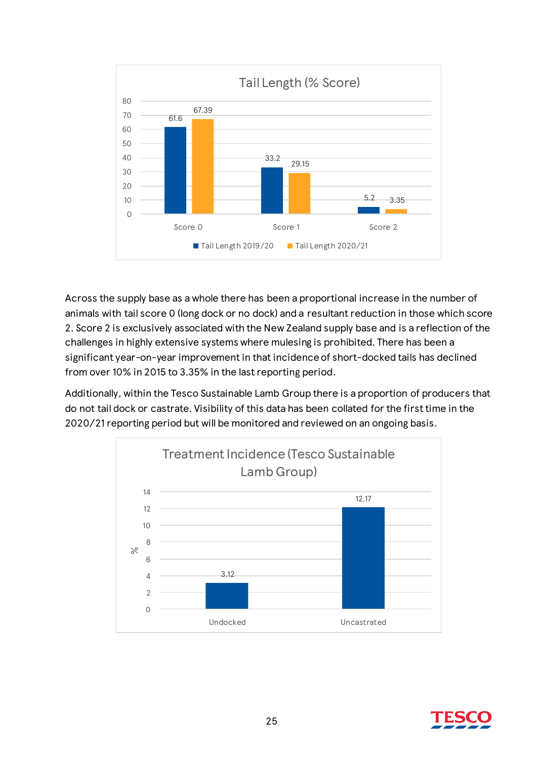**Tail Length (% Score)**

| | Tail Length 2019/20 | Tail Length 2020/21 |
|---|---|---|
| Score 0 | 61.6 | 67.39 |
| Score 1 | 33.2 | 29.15 |
| Score 2 | 5.2 | 3.35 |

Across the supply base as a whole there has been a proportional increase in the number of animals with tail score 0 (long dock or no dock) and a resultant reduction in those which score 2. Score 2 is exclusively associated with the New Zealand supply base and is a reflection of the challenges in highly extensive systems where mulesing is prohibited. There has been a significant year-on-year improvement in that incidence of short-docked tails has declined from over 10% in 2015 to 3.35% in the last reporting period.

Additionally, within the Tesco Sustainable Lamb Group there is a proportion of producers that do not tail dock or castrate. Visibility of this data has been collated for the first time in the 2020/21 reporting period but will be monitored and reviewed on an ongoing basis.

**Treatment Incidence (Tesco Sustainable Lamb Group)**

| | % |
|---|---|
| Undocked | 3.12 |
| Uncastrated | 12.17 |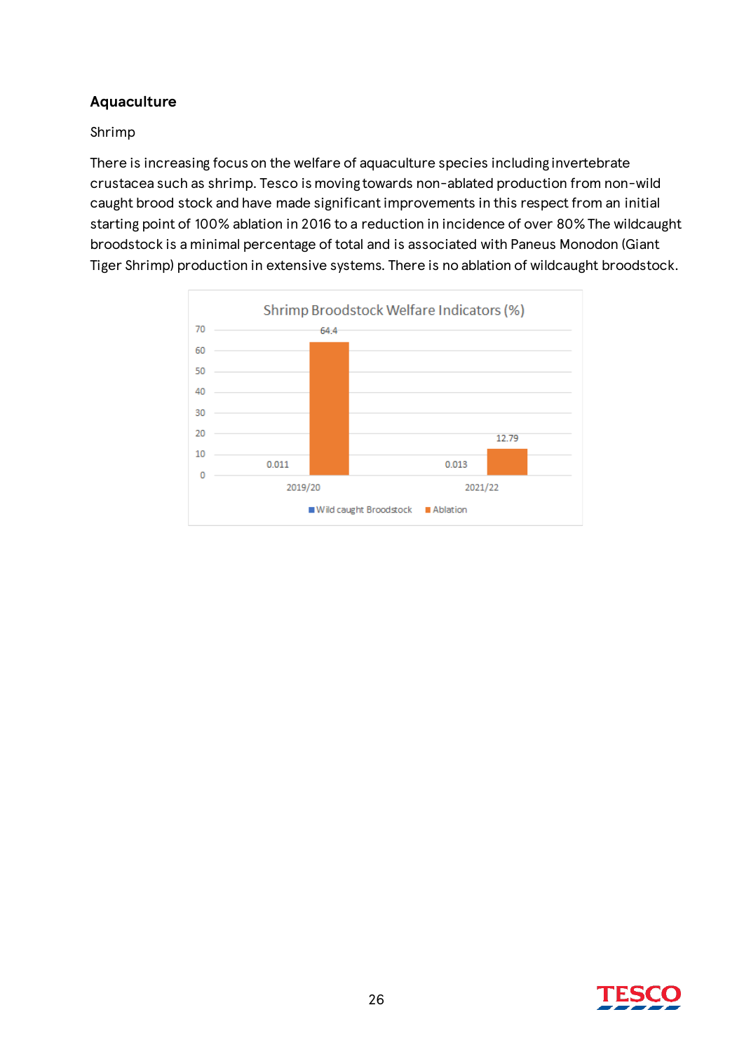## Aquaculture

Shrimp

There is increasing focus on the welfare of aquaculture species including invertebrate crustacea such as shrimp. Tesco is moving towards non-ablated production from non-wild caught brood stock and have made significant improvements in this respect from an initial starting point of 100% ablation in 2016 to a reduction in incidence of over 80% The wildcaught broodstock is a minimal percentage of total and is associated with Paneus Monodon (Giant Tiger Shrimp) production in extensive systems. There is no ablation of wildcaught broodstock.

Shrimp Broodstock Welfare Indicators (%)

| | Wild caught Broodstock | Ablation |
|---|---|---|
| 2019/20 | 0.011 | 64.4 |
| 2021/22 | 0.013 | 12.79 |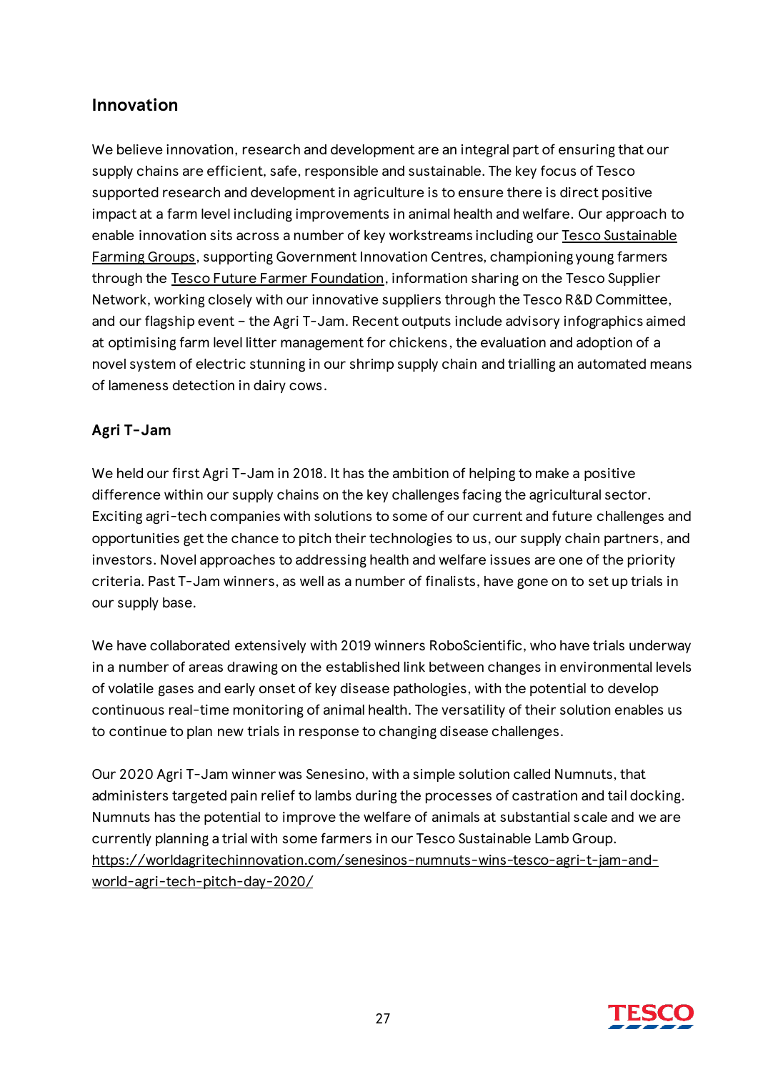## Innovation

We believe innovation, research and development are an integral part of ensuring that our supply chains are efficient, safe, responsible and sustainable. The key focus of Tesco supported research and development in agriculture is to ensure there is direct positive impact at a farm level including improvements in animal health and welfare. Our approach to enable innovation sits across a number of key workstreams including our Tesco Sustainable Farming Groups, supporting Government Innovation Centres, championing young farmers through the Tesco Future Farmer Foundation, information sharing on the Tesco Supplier Network, working closely with our innovative suppliers through the Tesco R&D Committee, and our flagship event – the Agri T-Jam. Recent outputs include advisory infographics aimed at optimising farm level litter management for chickens, the evaluation and adoption of a novel system of electric stunning in our shrimp supply chain and trialling an automated means of lameness detection in dairy cows.

### Agri T-Jam

We held our first Agri T-Jam in 2018. It has the ambition of helping to make a positive difference within our supply chains on the key challenges facing the agricultural sector. Exciting agri-tech companies with solutions to some of our current and future challenges and opportunities get the chance to pitch their technologies to us, our supply chain partners, and investors. Novel approaches to addressing health and welfare issues are one of the priority criteria. Past T-Jam winners, as well as a number of finalists, have gone on to set up trials in our supply base.

We have collaborated extensively with 2019 winners RoboScientific, who have trials underway in a number of areas drawing on the established link between changes in environmental levels of volatile gases and early onset of key disease pathologies, with the potential to develop continuous real-time monitoring of animal health. The versatility of their solution enables us to continue to plan new trials in response to changing disease challenges.

Our 2020 Agri T-Jam winner was Senesino, with a simple solution called Numnuts, that administers targeted pain relief to lambs during the processes of castration and tail docking. Numnuts has the potential to improve the welfare of animals at substantial scale and we are currently planning a trial with some farmers in our Tesco Sustainable Lamb Group. https://worldagritechinnovation.com/senesinos-numnuts-wins-tesco-agri-t-jam-and-world-agri-tech-pitch-day-2020/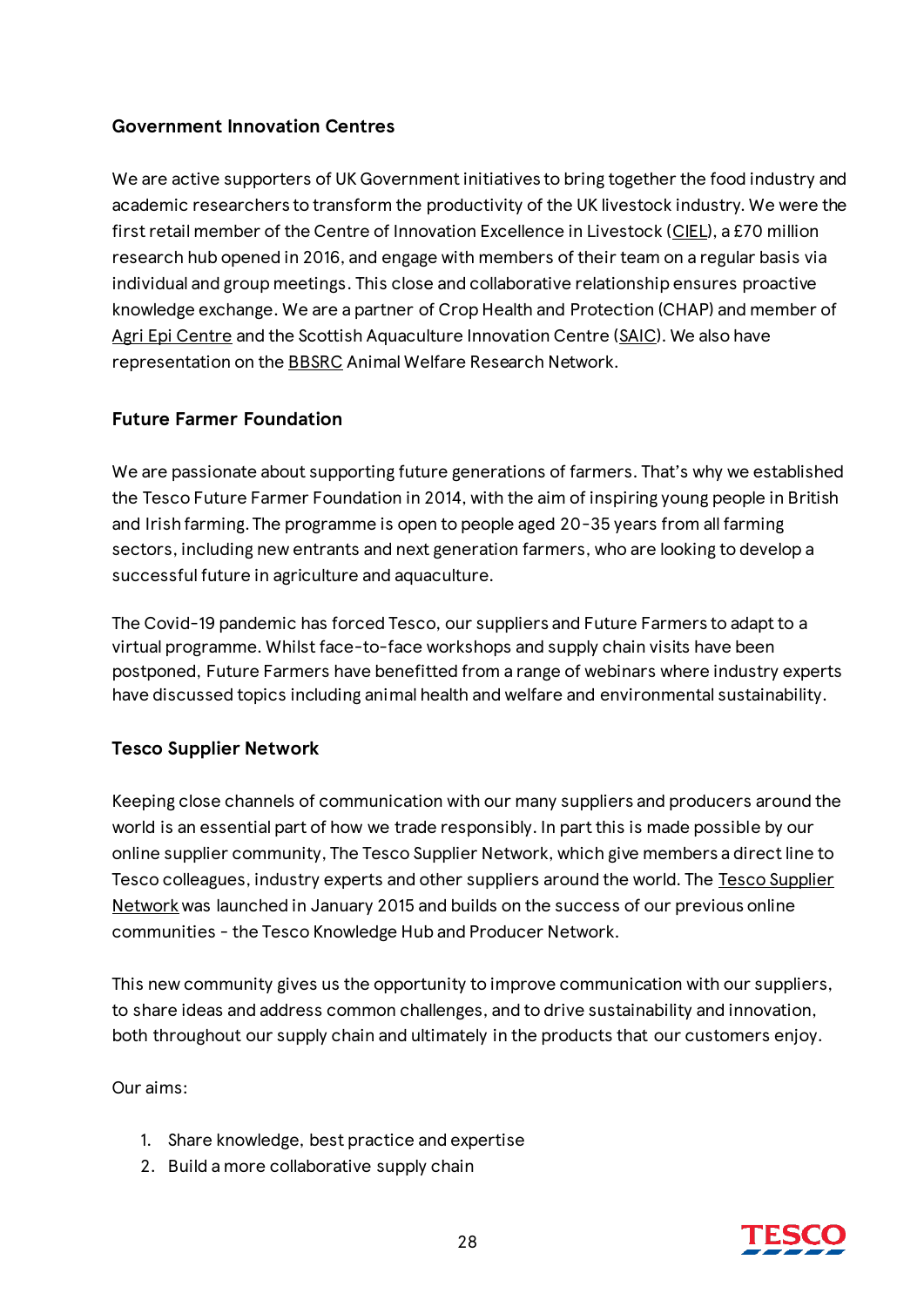### Government Innovation Centres

We are active supporters of UK Government initiatives to bring together the food industry and academic researchers to transform the productivity of the UK livestock industry. We were the first retail member of the Centre of Innovation Excellence in Livestock (CIEL), a £70 million research hub opened in 2016, and engage with members of their team on a regular basis via individual and group meetings. This close and collaborative relationship ensures proactive knowledge exchange. We are a partner of Crop Health and Protection (CHAP) and member of Agri Epi Centre and the Scottish Aquaculture Innovation Centre (SAIC). We also have representation on the BBSRC Animal Welfare Research Network.

### Future Farmer Foundation

We are passionate about supporting future generations of farmers. That's why we established the Tesco Future Farmer Foundation in 2014, with the aim of inspiring young people in British and Irish farming. The programme is open to people aged 20-35 years from all farming sectors, including new entrants and next generation farmers, who are looking to develop a successful future in agriculture and aquaculture.

The Covid-19 pandemic has forced Tesco, our suppliers and Future Farmers to adapt to a virtual programme. Whilst face-to-face workshops and supply chain visits have been postponed, Future Farmers have benefitted from a range of webinars where industry experts have discussed topics including animal health and welfare and environmental sustainability.

### Tesco Supplier Network

Keeping close channels of communication with our many suppliers and producers around the world is an essential part of how we trade responsibly. In part this is made possible by our online supplier community, The Tesco Supplier Network, which give members a direct line to Tesco colleagues, industry experts and other suppliers around the world. The Tesco Supplier Network was launched in January 2015 and builds on the success of our previous online communities - the Tesco Knowledge Hub and Producer Network.

This new community gives us the opportunity to improve communication with our suppliers, to share ideas and address common challenges, and to drive sustainability and innovation, both throughout our supply chain and ultimately in the products that our customers enjoy.

Our aims:

1. Share knowledge, best practice and expertise
2. Build a more collaborative supply chain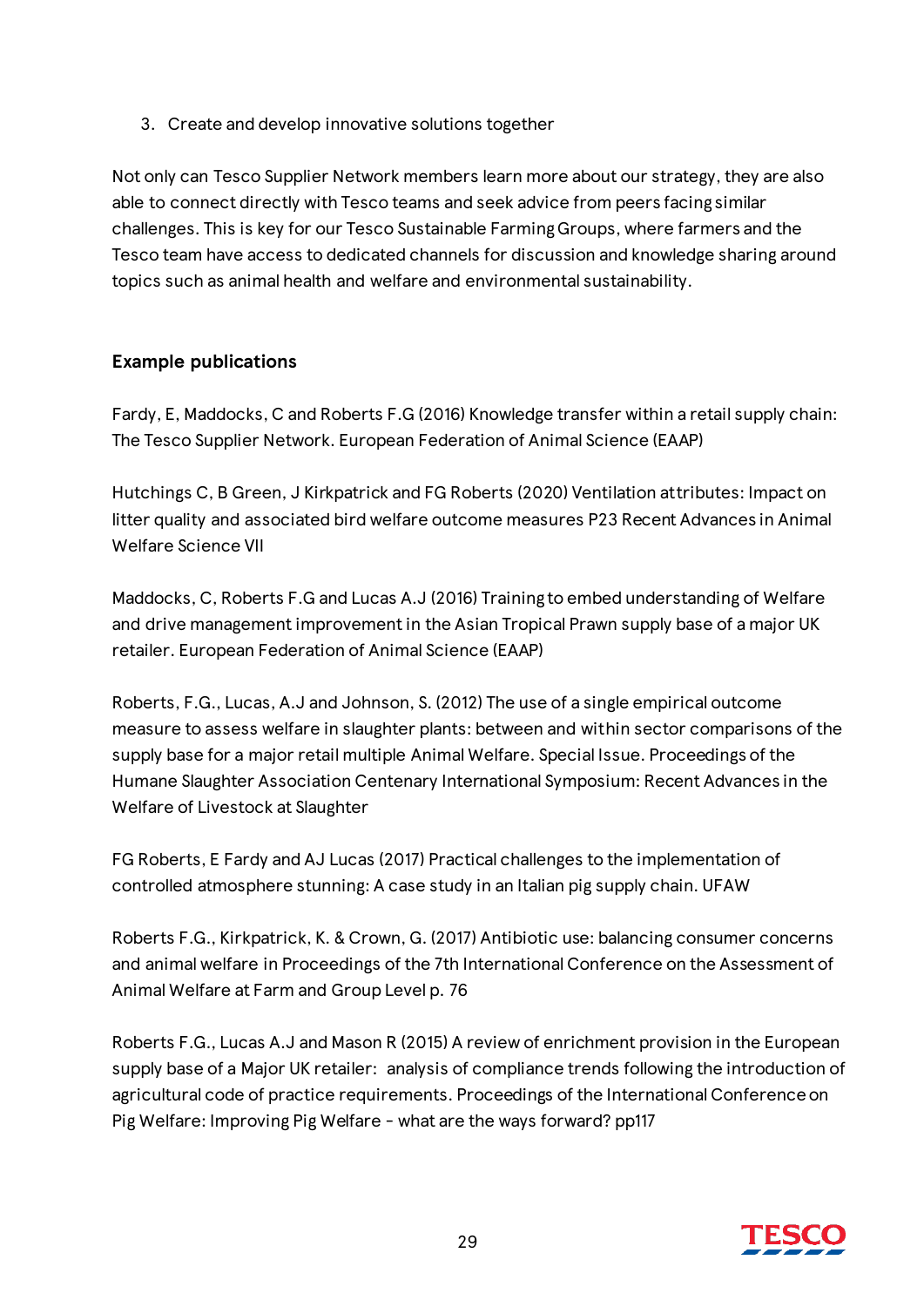3. Create and develop innovative solutions together

Not only can Tesco Supplier Network members learn more about our strategy, they are also able to connect directly with Tesco teams and seek advice from peers facing similar challenges. This is key for our Tesco Sustainable Farming Groups, where farmers and the Tesco team have access to dedicated channels for discussion and knowledge sharing around topics such as animal health and welfare and environmental sustainability.

**Example publications**

Fardy, E, Maddocks, C and Roberts F.G (2016) Knowledge transfer within a retail supply chain: The Tesco Supplier Network. European Federation of Animal Science (EAAP)

Hutchings C, B Green, J Kirkpatrick and FG Roberts (2020) Ventilation attributes: Impact on litter quality and associated bird welfare outcome measures P23 Recent Advances in Animal Welfare Science VII

Maddocks, C, Roberts F.G and Lucas A.J (2016) Training to embed understanding of Welfare and drive management improvement in the Asian Tropical Prawn supply base of a major UK retailer. European Federation of Animal Science (EAAP)

Roberts, F.G., Lucas, A.J and Johnson, S. (2012) The use of a single empirical outcome measure to assess welfare in slaughter plants: between and within sector comparisons of the supply base for a major retail multiple Animal Welfare. Special Issue. Proceedings of the Humane Slaughter Association Centenary International Symposium: Recent Advances in the Welfare of Livestock at Slaughter

FG Roberts, E Fardy and AJ Lucas (2017) Practical challenges to the implementation of controlled atmosphere stunning: A case study in an Italian pig supply chain. UFAW

Roberts F.G., Kirkpatrick, K. & Crown, G. (2017) Antibiotic use: balancing consumer concerns and animal welfare in Proceedings of the 7th International Conference on the Assessment of Animal Welfare at Farm and Group Level p. 76

Roberts F.G., Lucas A.J and Mason R (2015) A review of enrichment provision in the European supply base of a Major UK retailer: analysis of compliance trends following the introduction of agricultural code of practice requirements. Proceedings of the International Conference on Pig Welfare: Improving Pig Welfare - what are the ways forward? pp117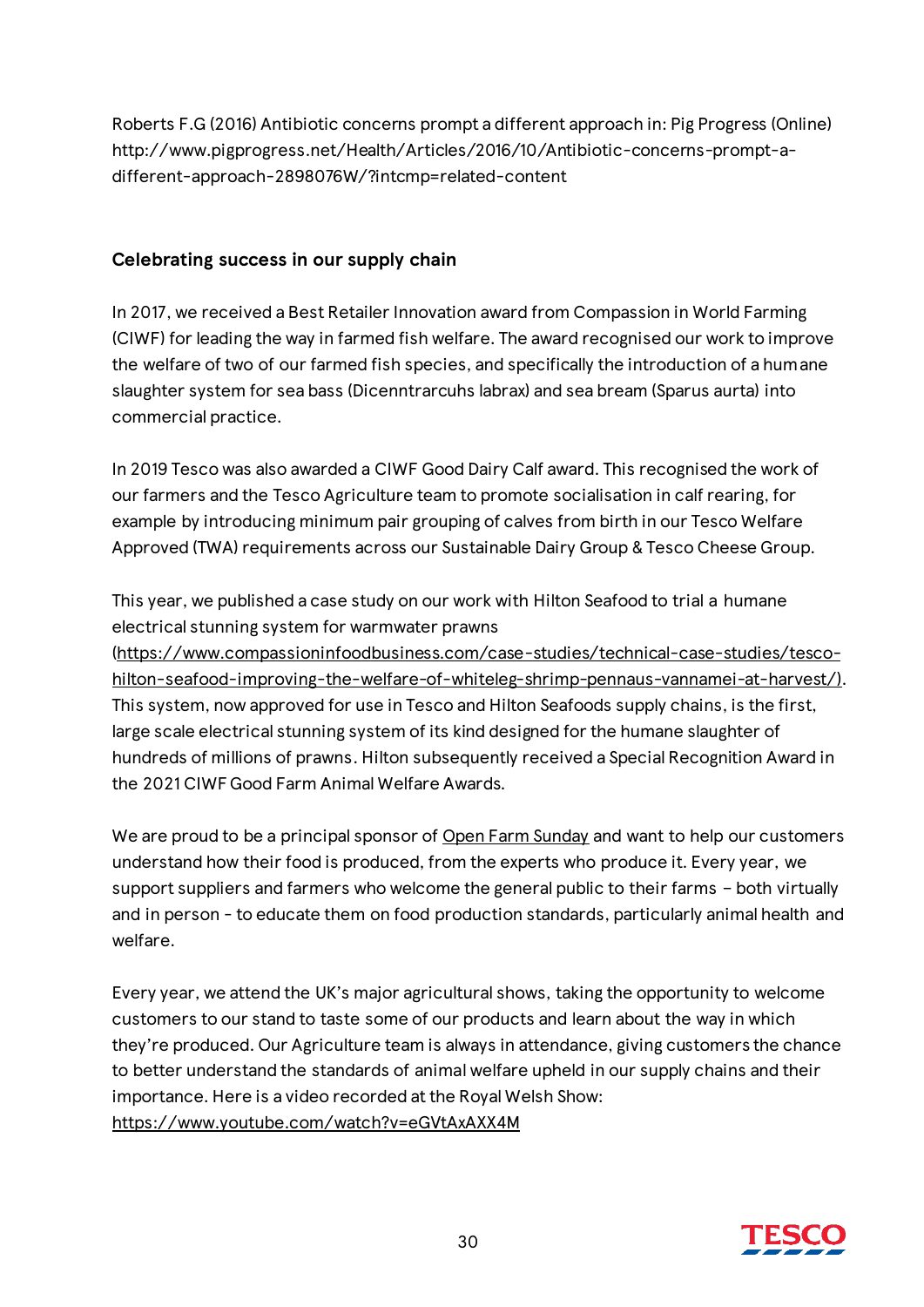Roberts F.G (2016) Antibiotic concerns prompt a different approach in: Pig Progress (Online) http://www.pigprogress.net/Health/Articles/2016/10/Antibiotic-concerns-prompt-a-different-approach-2898076W/?intcmp=related-content

## Celebrating success in our supply chain

In 2017, we received a Best Retailer Innovation award from Compassion in World Farming (CIWF) for leading the way in farmed fish welfare. The award recognised our work to improve the welfare of two of our farmed fish species, and specifically the introduction of a humane slaughter system for sea bass (Dicenntrarcuhs labrax) and sea bream (Sparus aurta) into commercial practice.

In 2019 Tesco was also awarded a CIWF Good Dairy Calf award. This recognised the work of our farmers and the Tesco Agriculture team to promote socialisation in calf rearing, for example by introducing minimum pair grouping of calves from birth in our Tesco Welfare Approved (TWA) requirements across our Sustainable Dairy Group & Tesco Cheese Group.

This year, we published a case study on our work with Hilton Seafood to trial a humane electrical stunning system for warmwater prawns (https://www.compassioninfoodbusiness.com/case-studies/technical-case-studies/tesco-hilton-seafood-improving-the-welfare-of-whiteleg-shrimp-pennaus-vannamei-at-harvest/). This system, now approved for use in Tesco and Hilton Seafoods supply chains, is the first, large scale electrical stunning system of its kind designed for the humane slaughter of hundreds of millions of prawns. Hilton subsequently received a Special Recognition Award in the 2021 CIWF Good Farm Animal Welfare Awards.

We are proud to be a principal sponsor of Open Farm Sunday and want to help our customers understand how their food is produced, from the experts who produce it. Every year, we support suppliers and farmers who welcome the general public to their farms – both virtually and in person - to educate them on food production standards, particularly animal health and welfare.

Every year, we attend the UK's major agricultural shows, taking the opportunity to welcome customers to our stand to taste some of our products and learn about the way in which they're produced. Our Agriculture team is always in attendance, giving customers the chance to better understand the standards of animal welfare upheld in our supply chains and their importance. Here is a video recorded at the Royal Welsh Show: https://www.youtube.com/watch?v=eGVtAxAXX4M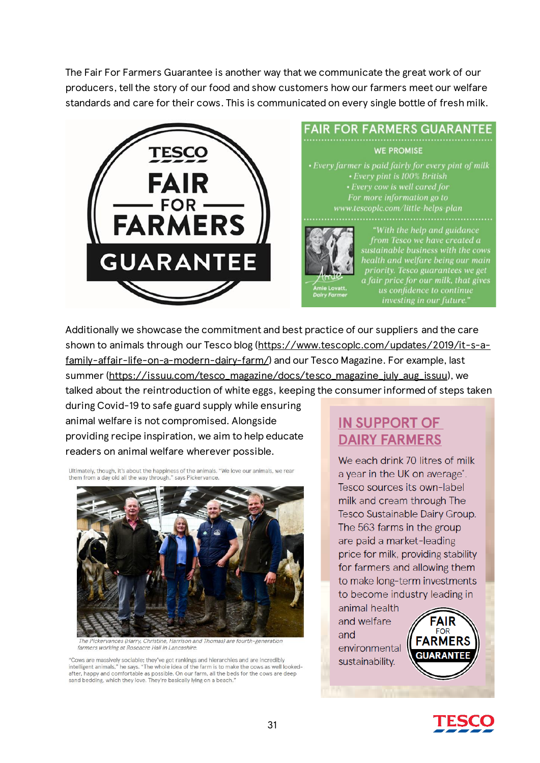The Fair For Farmers Guarantee is another way that we communicate the great work of our producers, tell the story of our food and show customers how our farmers meet our welfare standards and care for their cows. This is communicated on every single bottle of fresh milk.

TESCO

FAIR FOR FARMERS GUARANTEE

## FAIR FOR FARMERS GUARANTEE

WE PROMISE

- *Every farmer is paid fairly for every pint of milk*
- *Every pint is 100% British*
- *Every cow is well cared for*

*For more information go to www.tescoplc.com/little-helps-plan*

*"With the help and guidance from Tesco we have created a sustainable business with the cows health and welfare being our main priority. Tesco guarantees we get a fair price for our milk, that gives us confidence to continue investing in our future."*

Amie Lovatt, Dairy Farmer

Additionally we showcase the commitment and best practice of our suppliers and the care shown to animals through our Tesco blog (https://www.tescoplc.com/updates/2019/it-s-a-family-affair-life-on-a-modern-dairy-farm/) and our Tesco Magazine. For example, last summer (https://issuu.com/tesco_magazine/docs/tesco_magazine_july_aug_issuu), we talked about the reintroduction of white eggs, keeping the consumer informed of steps taken during Covid-19 to safe guard supply while ensuring animal welfare is not compromised. Alongside providing recipe inspiration, we aim to help educate readers on animal welfare wherever possible.

Ultimately, though, it's about the happiness of the animals. "We love our animals, we rear them from a day old all the way through," says Pickervance.

*The Pickervances (Harry, Christine, Harrison and Thomas) are fourth-generation farmers working at Roseacre Hall in Lancashire.*

"Cows are massively sociable; they've got rankings and hierarchies and are incredibly intelligent animals," he says. "The whole idea of the farm is to make the cows as well looked-after, happy and comfortable as possible. On our farm, all the beds for the cows are deep sand bedding, which they love. They're basically lying on a beach."

## IN SUPPORT OF DAIRY FARMERS

We each drink 70 litres of milk a year in the UK on average*. Tesco sources its own-label milk and cream through The Tesco Sustainable Dairy Group. The 563 farms in the group are paid a market-leading price for milk, providing stability for farmers and allowing them to make long-term investments to become industry leading in animal health and welfare and environmental sustainability.

FAIR FOR FARMERS GUARANTEE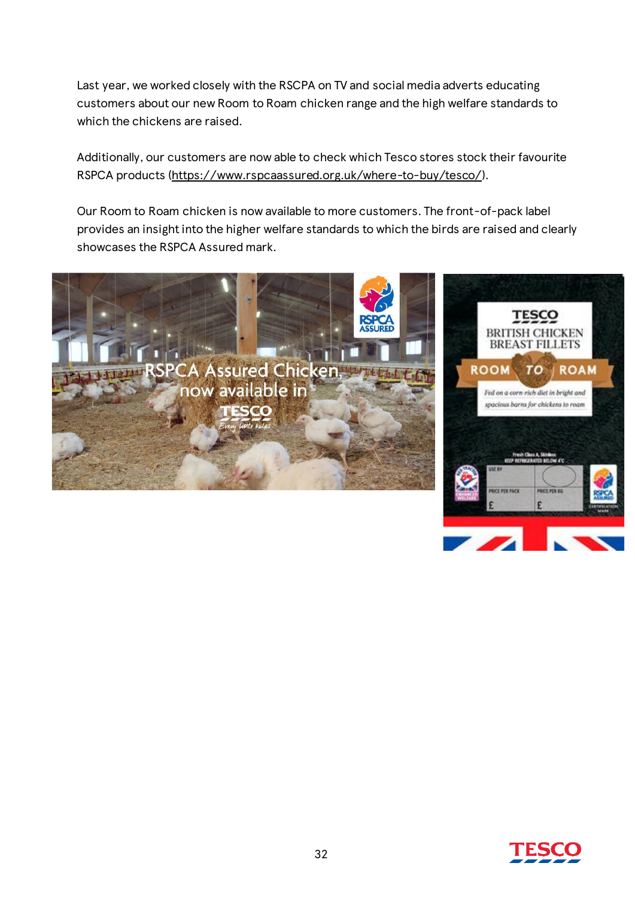Last year, we worked closely with the RSCPA on TV and social media adverts educating customers about our new Room to Roam chicken range and the high welfare standards to which the chickens are raised.

Additionally, our customers are now able to check which Tesco stores stock their favourite RSPCA products (https://www.rspcaassured.org.uk/where-to-buy/tesco/).

Our Room to Roam chicken is now available to more customers. The front-of-pack label provides an insight into the higher welfare standards to which the birds are raised and clearly showcases the RSPCA Assured mark.